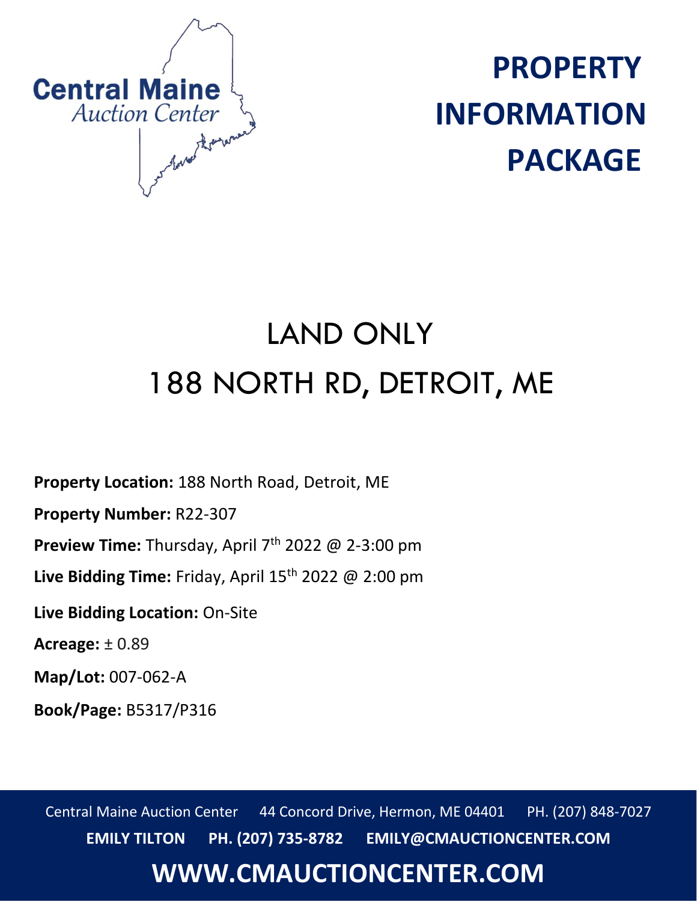Central Maine
*Auction Center*

# PROPERTY INFORMATION PACKAGE

# LAND ONLY
# 188 NORTH RD, DETROIT, ME

**Property Location:** 188 North Road, Detroit, ME

**Property Number:** R22-307

**Preview Time:** Thursday, April 7th 2022 @ 2-3:00 pm

**Live Bidding Time:** Friday, April 15th 2022 @ 2:00 pm

**Live Bidding Location:** On-Site

**Acreage:** ± 0.89

**Map/Lot:** 007-062-A

**Book/Page:** B5317/P316

Central Maine Auction Center 44 Concord Drive, Hermon, ME 04401 PH. (207) 848-7027

**EMILY TILTON PH. (207) 735-8782 EMILY@CMAUCTIONCENTER.COM**

**WWW.CMAUCTIONCENTER.COM**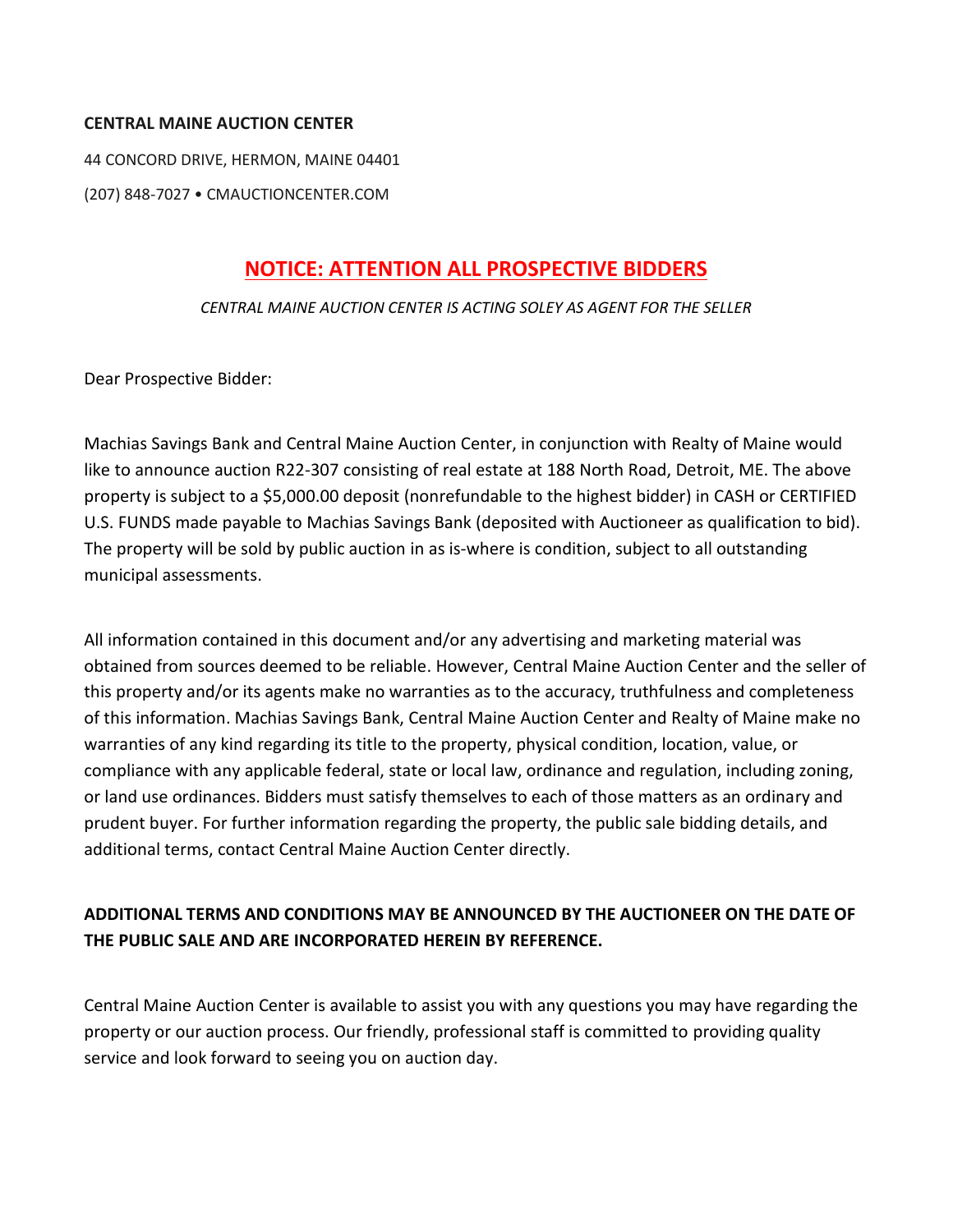**CENTRAL MAINE AUCTION CENTER**

44 CONCORD DRIVE, HERMON, MAINE 04401

(207) 848-7027 • CMAUCTIONCENTER.COM

## NOTICE: ATTENTION ALL PROSPECTIVE BIDDERS

*CENTRAL MAINE AUCTION CENTER IS ACTING SOLEY AS AGENT FOR THE SELLER*

Dear Prospective Bidder:

Machias Savings Bank and Central Maine Auction Center, in conjunction with Realty of Maine would like to announce auction R22-307 consisting of real estate at 188 North Road, Detroit, ME. The above property is subject to a $5,000.00 deposit (nonrefundable to the highest bidder) in CASH or CERTIFIED U.S. FUNDS made payable to Machias Savings Bank (deposited with Auctioneer as qualification to bid). The property will be sold by public auction in as is-where is condition, subject to all outstanding municipal assessments.

All information contained in this document and/or any advertising and marketing material was obtained from sources deemed to be reliable. However, Central Maine Auction Center and the seller of this property and/or its agents make no warranties as to the accuracy, truthfulness and completeness of this information. Machias Savings Bank, Central Maine Auction Center and Realty of Maine make no warranties of any kind regarding its title to the property, physical condition, location, value, or compliance with any applicable federal, state or local law, ordinance and regulation, including zoning, or land use ordinances. Bidders must satisfy themselves to each of those matters as an ordinary and prudent buyer. For further information regarding the property, the public sale bidding details, and additional terms, contact Central Maine Auction Center directly.

**ADDITIONAL TERMS AND CONDITIONS MAY BE ANNOUNCED BY THE AUCTIONEER ON THE DATE OF THE PUBLIC SALE AND ARE INCORPORATED HEREIN BY REFERENCE.**

Central Maine Auction Center is available to assist you with any questions you may have regarding the property or our auction process. Our friendly, professional staff is committed to providing quality service and look forward to seeing you on auction day.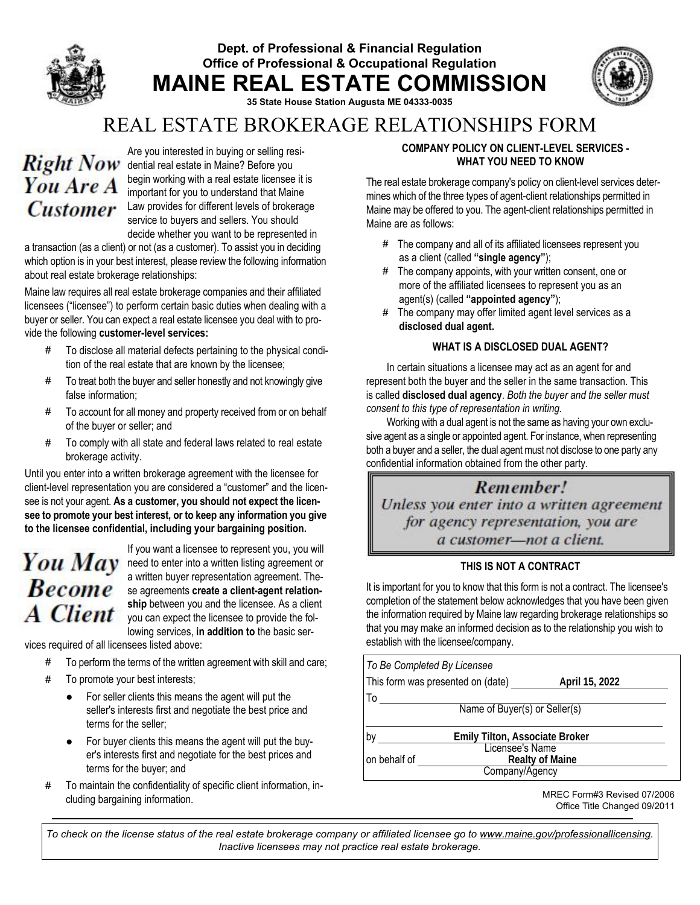# Dept. of Professional & Financial Regulation
## Office of Professional & Occupational Regulation
# MAINE REAL ESTATE COMMISSION

**35 State House Station Augusta ME 04333-0035**

# REAL ESTATE BROKERAGE RELATIONSHIPS FORM

## Right Now You Are A Customer

Are you interested in buying or selling residential real estate in Maine? Before you begin working with a real estate licensee it is important for you to understand that Maine Law provides for different levels of brokerage service to buyers and sellers. You should decide whether you want to be represented in a transaction (as a client) or not (as a customer). To assist you in deciding which option is in your best interest, please review the following information about real estate brokerage relationships:

Maine law requires all real estate brokerage companies and their affiliated licensees ("licensee") to perform certain basic duties when dealing with a buyer or seller. You can expect a real estate licensee you deal with to provide the following **customer-level services:**

- To disclose all material defects pertaining to the physical condition of the real estate that are known by the licensee;
- To treat both the buyer and seller honestly and not knowingly give false information;
- To account for all money and property received from or on behalf of the buyer or seller; and
- To comply with all state and federal laws related to real estate brokerage activity.

Until you enter into a written brokerage agreement with the licensee for client-level representation you are considered a "customer" and the licensee is not your agent. **As a customer, you should not expect the licensee to promote your best interest, or to keep any information you give to the licensee confidential, including your bargaining position.**

## You May Become A Client

If you want a licensee to represent you, you will need to enter into a written listing agreement or a written buyer representation agreement. These agreements **create a client-agent relationship** between you and the licensee. As a client you can expect the licensee to provide the following services, **in addition to** the basic services required of all licensees listed above:

- To perform the terms of the written agreement with skill and care;
- To promote your best interests;
  - For seller clients this means the agent will put the seller's interests first and negotiate the best price and terms for the seller;
  - For buyer clients this means the agent will put the buyer's interests first and negotiate for the best prices and terms for the buyer; and
- To maintain the confidentiality of specific client information, including bargaining information.

### COMPANY POLICY ON CLIENT-LEVEL SERVICES - WHAT YOU NEED TO KNOW

The real estate brokerage company's policy on client-level services determines which of the three types of agent-client relationships permitted in Maine may be offered to you. The agent-client relationships permitted in Maine are as follows:

- The company and all of its affiliated licensees represent you as a client (called **"single agency"**);
- The company appoints, with your written consent, one or more of the affiliated licensees to represent you as an agent(s) (called **"appointed agency"**);
- The company may offer limited agent level services as a **disclosed dual agent.**

### WHAT IS A DISCLOSED DUAL AGENT?

In certain situations a licensee may act as an agent for and represent both the buyer and the seller in the same transaction. This is called **disclosed dual agency**. *Both the buyer and the seller must consent to this type of representation in writing.*

Working with a dual agent is not the same as having your own exclusive agent as a single or appointed agent. For instance, when representing both a buyer and a seller, the dual agent must not disclose to one party any confidential information obtained from the other party.

> ***Remember!***
> *Unless you enter into a written agreement for agency representation, you are a customer—not a client.*

### THIS IS NOT A CONTRACT

It is important for you to know that this form is not a contract. The licensee's completion of the statement below acknowledges that you have been given the information required by Maine law regarding brokerage relationships so that you may make an informed decision as to the relationship you wish to establish with the licensee/company.

*To Be Completed By Licensee*

This form was presented on (date) **April 15, 2022**

To ______________________
Name of Buyer(s) or Seller(s)

by **Emily Tilton, Associate Broker**
Licensee's Name

on behalf of **Realty of Maine**
Company/Agency

MREC Form#3 Revised 07/2006
Office Title Changed 09/2011

*To check on the license status of the real estate brokerage company or affiliated licensee go to www.maine.gov/professionallicensing. Inactive licensees may not practice real estate brokerage.*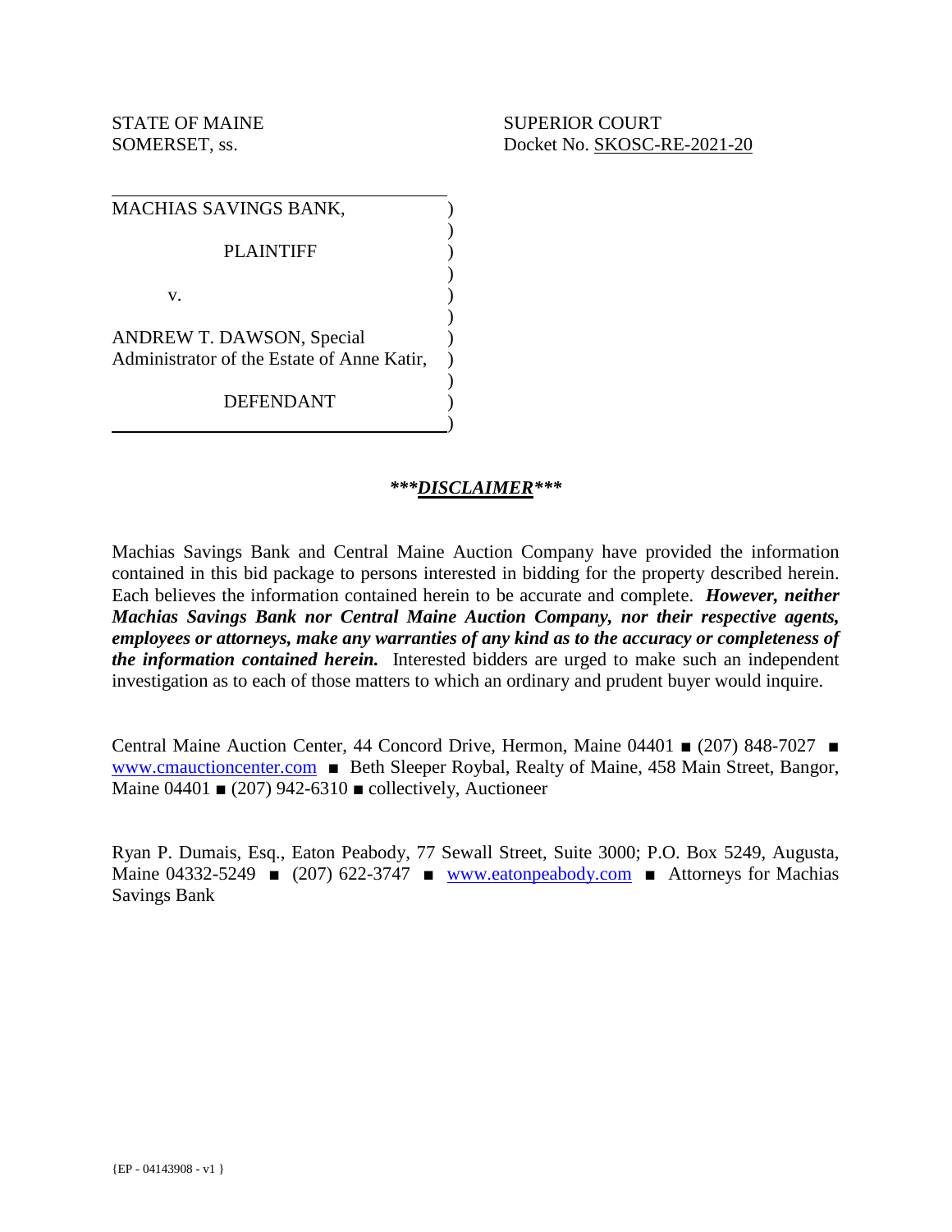STATE OF MAINE
SOMERSET, ss.

SUPERIOR COURT
Docket No. SKOSC-RE-2021-20

MACHIAS SAVINGS BANK,

PLAINTIFF

v.

ANDREW T. DAWSON, Special Administrator of the Estate of Anne Katir,

DEFENDANT

## ***DISCLAIMER***

Machias Savings Bank and Central Maine Auction Company have provided the information contained in this bid package to persons interested in bidding for the property described herein. Each believes the information contained herein to be accurate and complete. ***However, neither Machias Savings Bank nor Central Maine Auction Company, nor their respective agents, employees or attorneys, make any warranties of any kind as to the accuracy or completeness of the information contained herein.*** Interested bidders are urged to make such an independent investigation as to each of those matters to which an ordinary and prudent buyer would inquire.

Central Maine Auction Center, 44 Concord Drive, Hermon, Maine 04401 ■ (207) 848-7027 ■ www.cmauctioncenter.com ■ Beth Sleeper Roybal, Realty of Maine, 458 Main Street, Bangor, Maine 04401 ■ (207) 942-6310 ■ collectively, Auctioneer

Ryan P. Dumais, Esq., Eaton Peabody, 77 Sewall Street, Suite 3000; P.O. Box 5249, Augusta, Maine 04332-5249 ■ (207) 622-3747 ■ www.eatonpeabody.com ■ Attorneys for Machias Savings Bank

{EP - 04143908 - v1 }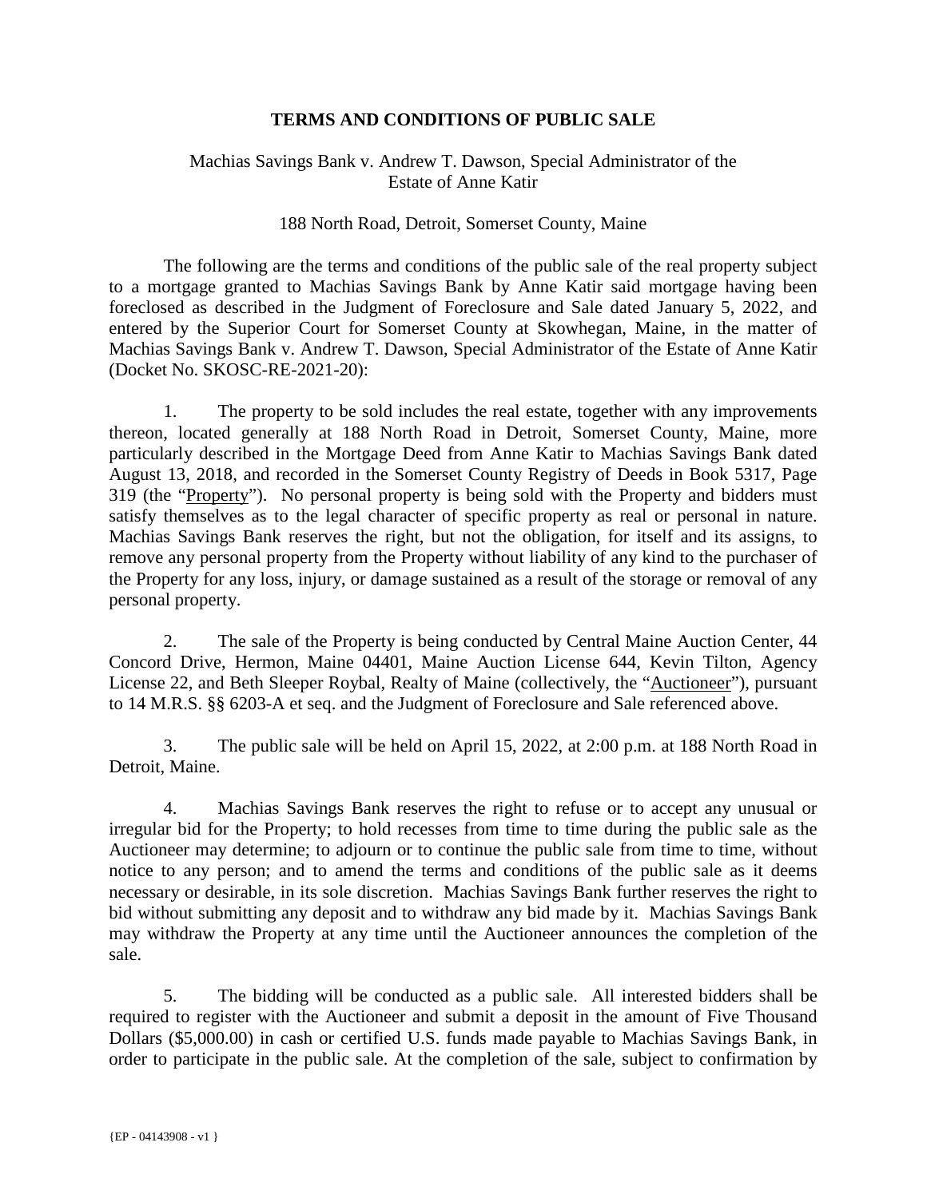**TERMS AND CONDITIONS OF PUBLIC SALE**

Machias Savings Bank v. Andrew T. Dawson, Special Administrator of the Estate of Anne Katir

188 North Road, Detroit, Somerset County, Maine

The following are the terms and conditions of the public sale of the real property subject to a mortgage granted to Machias Savings Bank by Anne Katir said mortgage having been foreclosed as described in the Judgment of Foreclosure and Sale dated January 5, 2022, and entered by the Superior Court for Somerset County at Skowhegan, Maine, in the matter of Machias Savings Bank v. Andrew T. Dawson, Special Administrator of the Estate of Anne Katir (Docket No. SKOSC-RE-2021-20):

1. The property to be sold includes the real estate, together with any improvements thereon, located generally at 188 North Road in Detroit, Somerset County, Maine, more particularly described in the Mortgage Deed from Anne Katir to Machias Savings Bank dated August 13, 2018, and recorded in the Somerset County Registry of Deeds in Book 5317, Page 319 (the "Property"). No personal property is being sold with the Property and bidders must satisfy themselves as to the legal character of specific property as real or personal in nature. Machias Savings Bank reserves the right, but not the obligation, for itself and its assigns, to remove any personal property from the Property without liability of any kind to the purchaser of the Property for any loss, injury, or damage sustained as a result of the storage or removal of any personal property.

2. The sale of the Property is being conducted by Central Maine Auction Center, 44 Concord Drive, Hermon, Maine 04401, Maine Auction License 644, Kevin Tilton, Agency License 22, and Beth Sleeper Roybal, Realty of Maine (collectively, the "Auctioneer"), pursuant to 14 M.R.S. §§ 6203-A et seq. and the Judgment of Foreclosure and Sale referenced above.

3. The public sale will be held on April 15, 2022, at 2:00 p.m. at 188 North Road in Detroit, Maine.

4. Machias Savings Bank reserves the right to refuse or to accept any unusual or irregular bid for the Property; to hold recesses from time to time during the public sale as the Auctioneer may determine; to adjourn or to continue the public sale from time to time, without notice to any person; and to amend the terms and conditions of the public sale as it deems necessary or desirable, in its sole discretion. Machias Savings Bank further reserves the right to bid without submitting any deposit and to withdraw any bid made by it. Machias Savings Bank may withdraw the Property at any time until the Auctioneer announces the completion of the sale.

5. The bidding will be conducted as a public sale. All interested bidders shall be required to register with the Auctioneer and submit a deposit in the amount of Five Thousand Dollars ($5,000.00) in cash or certified U.S. funds made payable to Machias Savings Bank, in order to participate in the public sale. At the completion of the sale, subject to confirmation by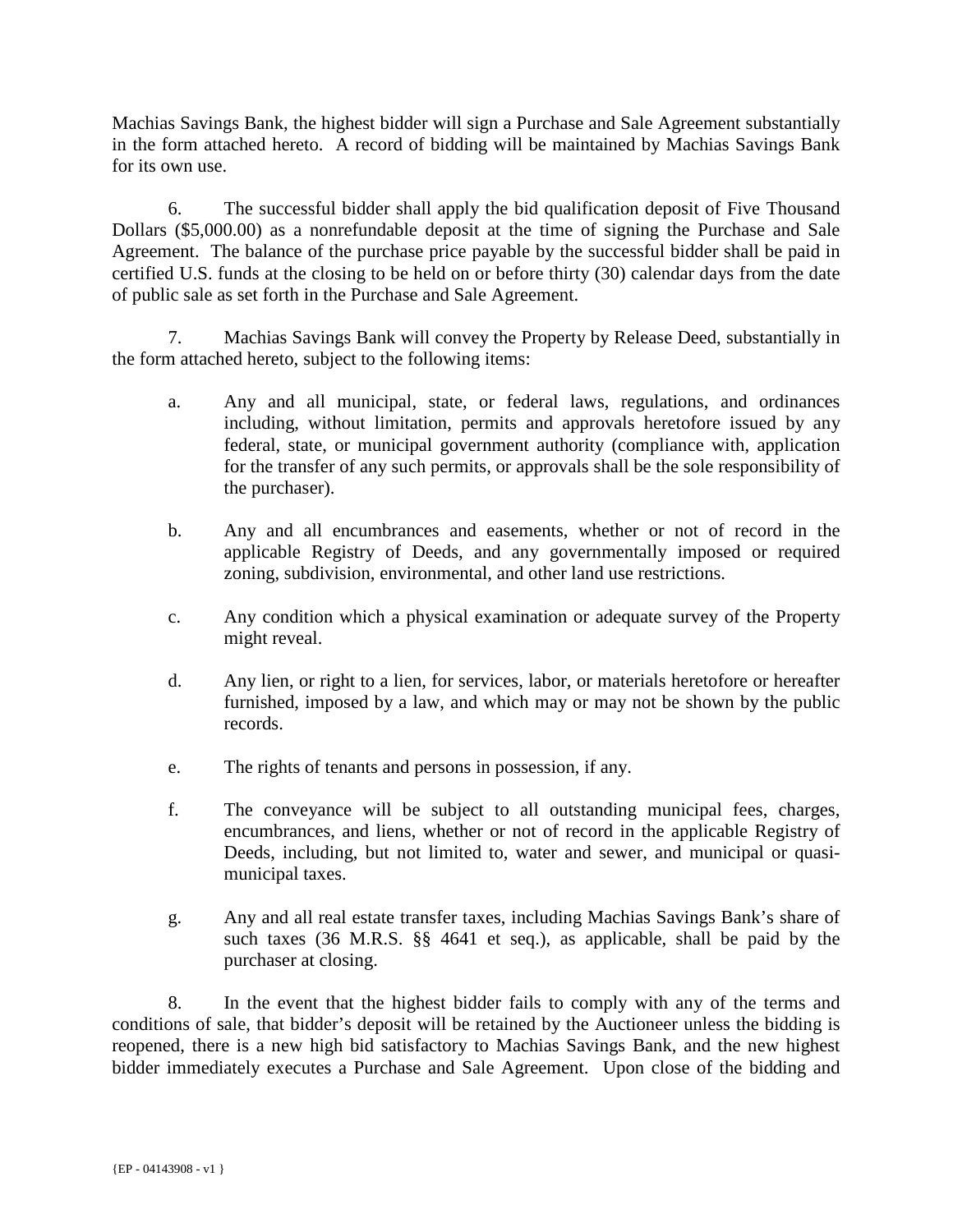Machias Savings Bank, the highest bidder will sign a Purchase and Sale Agreement substantially in the form attached hereto. A record of bidding will be maintained by Machias Savings Bank for its own use.

6. The successful bidder shall apply the bid qualification deposit of Five Thousand Dollars ($5,000.00) as a nonrefundable deposit at the time of signing the Purchase and Sale Agreement. The balance of the purchase price payable by the successful bidder shall be paid in certified U.S. funds at the closing to be held on or before thirty (30) calendar days from the date of public sale as set forth in the Purchase and Sale Agreement.

7. Machias Savings Bank will convey the Property by Release Deed, substantially in the form attached hereto, subject to the following items:

a. Any and all municipal, state, or federal laws, regulations, and ordinances including, without limitation, permits and approvals heretofore issued by any federal, state, or municipal government authority (compliance with, application for the transfer of any such permits, or approvals shall be the sole responsibility of the purchaser).

b. Any and all encumbrances and easements, whether or not of record in the applicable Registry of Deeds, and any governmentally imposed or required zoning, subdivision, environmental, and other land use restrictions.

c. Any condition which a physical examination or adequate survey of the Property might reveal.

d. Any lien, or right to a lien, for services, labor, or materials heretofore or hereafter furnished, imposed by a law, and which may or may not be shown by the public records.

e. The rights of tenants and persons in possession, if any.

f. The conveyance will be subject to all outstanding municipal fees, charges, encumbrances, and liens, whether or not of record in the applicable Registry of Deeds, including, but not limited to, water and sewer, and municipal or quasi-municipal taxes.

g. Any and all real estate transfer taxes, including Machias Savings Bank's share of such taxes (36 M.R.S. §§ 4641 et seq.), as applicable, shall be paid by the purchaser at closing.

8. In the event that the highest bidder fails to comply with any of the terms and conditions of sale, that bidder's deposit will be retained by the Auctioneer unless the bidding is reopened, there is a new high bid satisfactory to Machias Savings Bank, and the new highest bidder immediately executes a Purchase and Sale Agreement. Upon close of the bidding and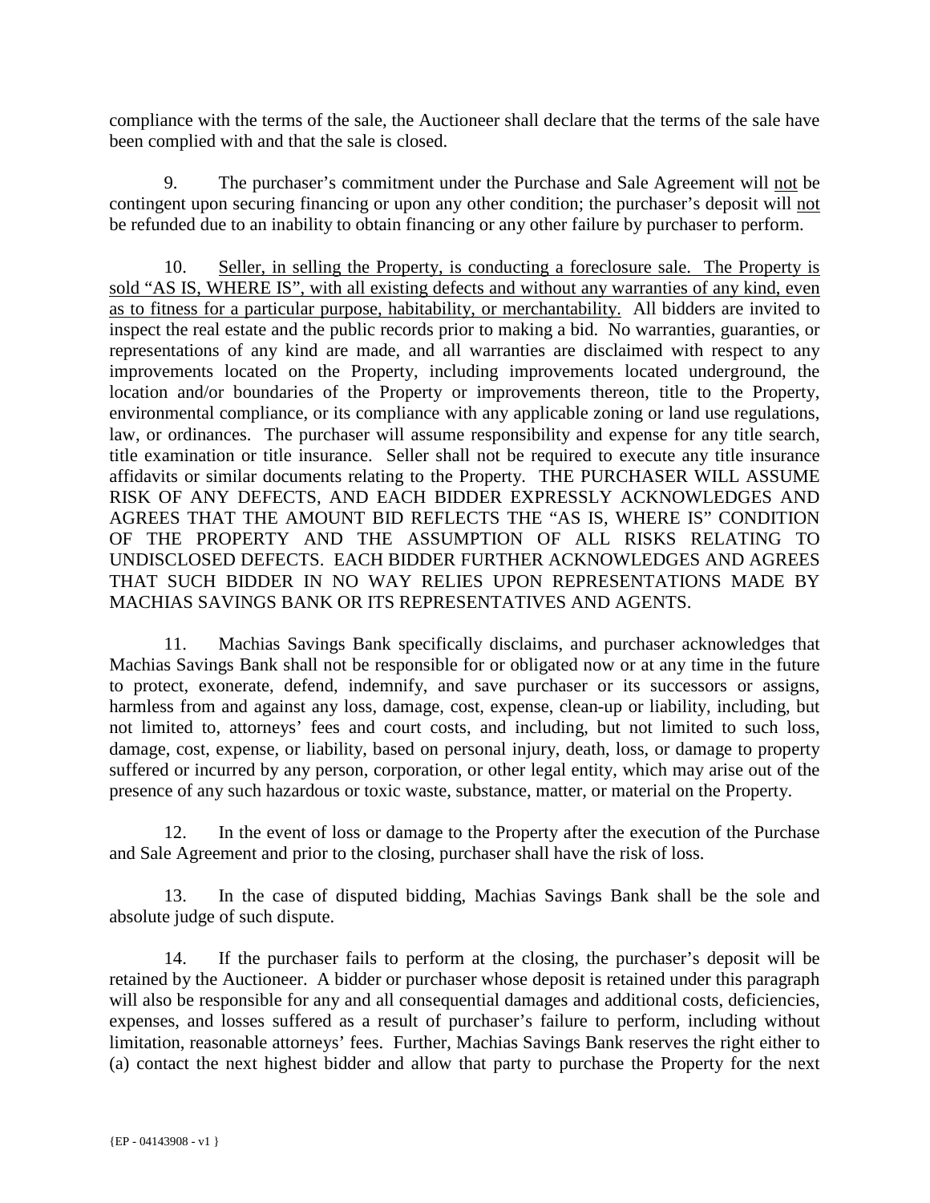compliance with the terms of the sale, the Auctioneer shall declare that the terms of the sale have been complied with and that the sale is closed.

9. The purchaser's commitment under the Purchase and Sale Agreement will not be contingent upon securing financing or upon any other condition; the purchaser's deposit will not be refunded due to an inability to obtain financing or any other failure by purchaser to perform.

10. Seller, in selling the Property, is conducting a foreclosure sale. The Property is sold "AS IS, WHERE IS", with all existing defects and without any warranties of any kind, even as to fitness for a particular purpose, habitability, or merchantability. All bidders are invited to inspect the real estate and the public records prior to making a bid. No warranties, guaranties, or representations of any kind are made, and all warranties are disclaimed with respect to any improvements located on the Property, including improvements located underground, the location and/or boundaries of the Property or improvements thereon, title to the Property, environmental compliance, or its compliance with any applicable zoning or land use regulations, law, or ordinances. The purchaser will assume responsibility and expense for any title search, title examination or title insurance. Seller shall not be required to execute any title insurance affidavits or similar documents relating to the Property. THE PURCHASER WILL ASSUME RISK OF ANY DEFECTS, AND EACH BIDDER EXPRESSLY ACKNOWLEDGES AND AGREES THAT THE AMOUNT BID REFLECTS THE "AS IS, WHERE IS" CONDITION OF THE PROPERTY AND THE ASSUMPTION OF ALL RISKS RELATING TO UNDISCLOSED DEFECTS. EACH BIDDER FURTHER ACKNOWLEDGES AND AGREES THAT SUCH BIDDER IN NO WAY RELIES UPON REPRESENTATIONS MADE BY MACHIAS SAVINGS BANK OR ITS REPRESENTATIVES AND AGENTS.

11. Machias Savings Bank specifically disclaims, and purchaser acknowledges that Machias Savings Bank shall not be responsible for or obligated now or at any time in the future to protect, exonerate, defend, indemnify, and save purchaser or its successors or assigns, harmless from and against any loss, damage, cost, expense, clean-up or liability, including, but not limited to, attorneys' fees and court costs, and including, but not limited to such loss, damage, cost, expense, or liability, based on personal injury, death, loss, or damage to property suffered or incurred by any person, corporation, or other legal entity, which may arise out of the presence of any such hazardous or toxic waste, substance, matter, or material on the Property.

12. In the event of loss or damage to the Property after the execution of the Purchase and Sale Agreement and prior to the closing, purchaser shall have the risk of loss.

13. In the case of disputed bidding, Machias Savings Bank shall be the sole and absolute judge of such dispute.

14. If the purchaser fails to perform at the closing, the purchaser's deposit will be retained by the Auctioneer. A bidder or purchaser whose deposit is retained under this paragraph will also be responsible for any and all consequential damages and additional costs, deficiencies, expenses, and losses suffered as a result of purchaser's failure to perform, including without limitation, reasonable attorneys' fees. Further, Machias Savings Bank reserves the right either to (a) contact the next highest bidder and allow that party to purchase the Property for the next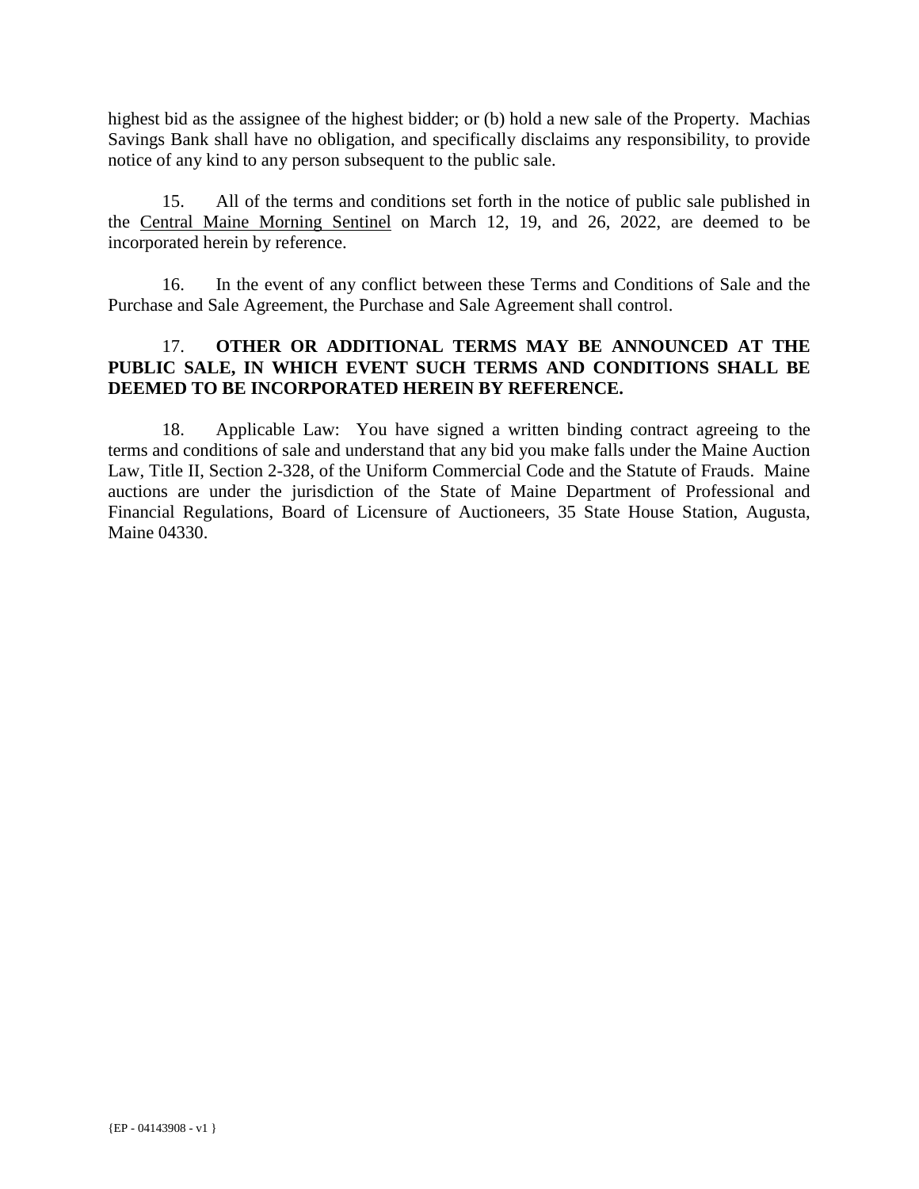highest bid as the assignee of the highest bidder; or (b) hold a new sale of the Property. Machias Savings Bank shall have no obligation, and specifically disclaims any responsibility, to provide notice of any kind to any person subsequent to the public sale.

15. All of the terms and conditions set forth in the notice of public sale published in the Central Maine Morning Sentinel on March 12, 19, and 26, 2022, are deemed to be incorporated herein by reference.

16. In the event of any conflict between these Terms and Conditions of Sale and the Purchase and Sale Agreement, the Purchase and Sale Agreement shall control.

17. **OTHER OR ADDITIONAL TERMS MAY BE ANNOUNCED AT THE PUBLIC SALE, IN WHICH EVENT SUCH TERMS AND CONDITIONS SHALL BE DEEMED TO BE INCORPORATED HEREIN BY REFERENCE.**

18. Applicable Law: You have signed a written binding contract agreeing to the terms and conditions of sale and understand that any bid you make falls under the Maine Auction Law, Title II, Section 2-328, of the Uniform Commercial Code and the Statute of Frauds. Maine auctions are under the jurisdiction of the State of Maine Department of Professional and Financial Regulations, Board of Licensure of Auctioneers, 35 State House Station, Augusta, Maine 04330.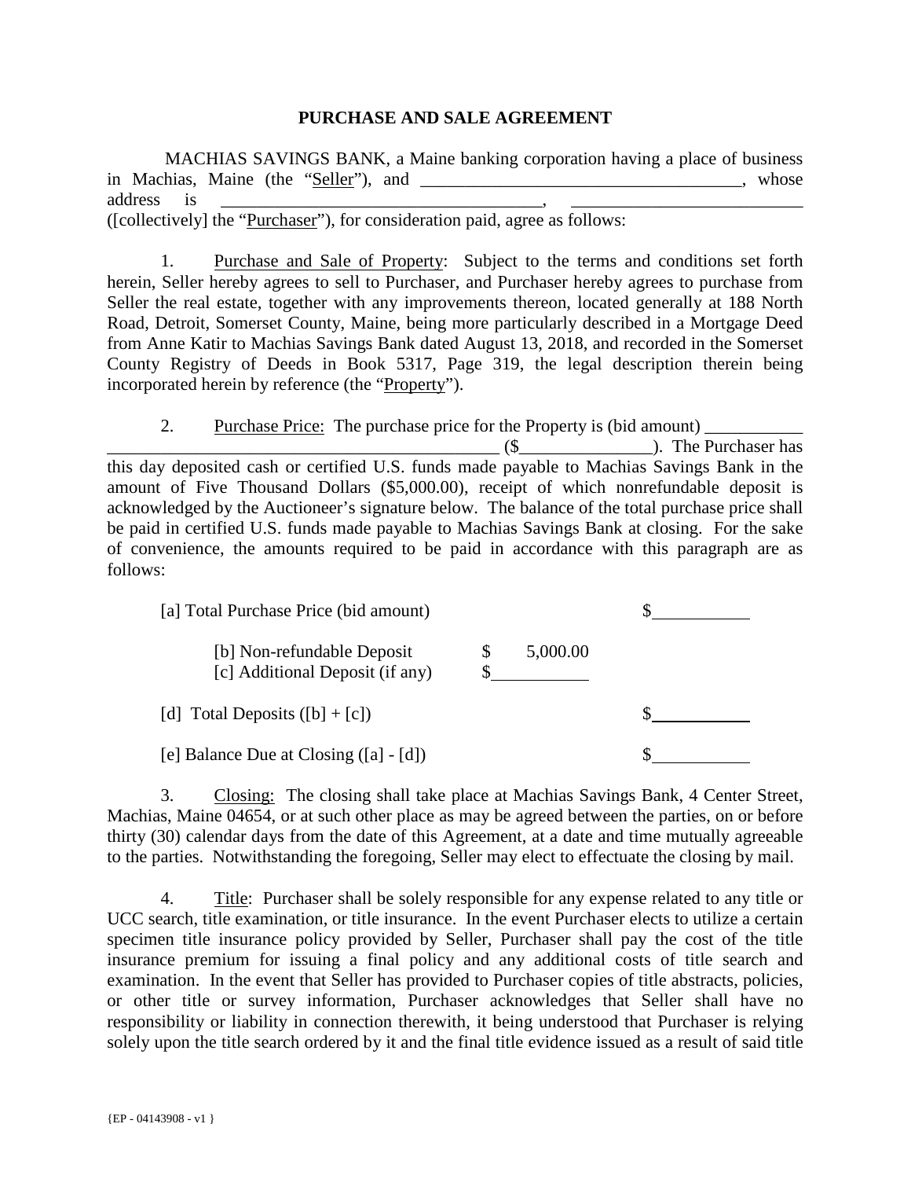# PURCHASE AND SALE AGREEMENT

MACHIAS SAVINGS BANK, a Maine banking corporation having a place of business in Machias, Maine (the "Seller"), and ____________________________________, whose address is ____________________________________, __________________________ ([collectively] the "Purchaser"), for consideration paid, agree as follows:

1. Purchase and Sale of Property: Subject to the terms and conditions set forth herein, Seller hereby agrees to sell to Purchaser, and Purchaser hereby agrees to purchase from Seller the real estate, together with any improvements thereon, located generally at 188 North Road, Detroit, Somerset County, Maine, being more particularly described in a Mortgage Deed from Anne Katir to Machias Savings Bank dated August 13, 2018, and recorded in the Somerset County Registry of Deeds in Book 5317, Page 319, the legal description therein being incorporated herein by reference (the "Property").

2. Purchase Price: The purchase price for the Property is (bid amount) ___________ _____________________________________________ ($_______________). The Purchaser has this day deposited cash or certified U.S. funds made payable to Machias Savings Bank in the amount of Five Thousand Dollars ($5,000.00), receipt of which nonrefundable deposit is acknowledged by the Auctioneer's signature below. The balance of the total purchase price shall be paid in certified U.S. funds made payable to Machias Savings Bank at closing. For the sake of convenience, the amounts required to be paid in accordance with this paragraph are as follows:

| | | |
|---|---|---|
| [a] Total Purchase Price (bid amount) | | $__________ |
| [b] Non-refundable Deposit | $ 5,000.00 | |
| [c] Additional Deposit (if any) | $__________ | |
| [d] Total Deposits ([b] + [c]) | | $__________ |
| [e] Balance Due at Closing ([a] - [d]) | | $__________ |

3. Closing: The closing shall take place at Machias Savings Bank, 4 Center Street, Machias, Maine 04654, or at such other place as may be agreed between the parties, on or before thirty (30) calendar days from the date of this Agreement, at a date and time mutually agreeable to the parties. Notwithstanding the foregoing, Seller may elect to effectuate the closing by mail.

4. Title: Purchaser shall be solely responsible for any expense related to any title or UCC search, title examination, or title insurance. In the event Purchaser elects to utilize a certain specimen title insurance policy provided by Seller, Purchaser shall pay the cost of the title insurance premium for issuing a final policy and any additional costs of title search and examination. In the event that Seller has provided to Purchaser copies of title abstracts, policies, or other title or survey information, Purchaser acknowledges that Seller shall have no responsibility or liability in connection therewith, it being understood that Purchaser is relying solely upon the title search ordered by it and the final title evidence issued as a result of said title

{EP - 04143908 - v1 }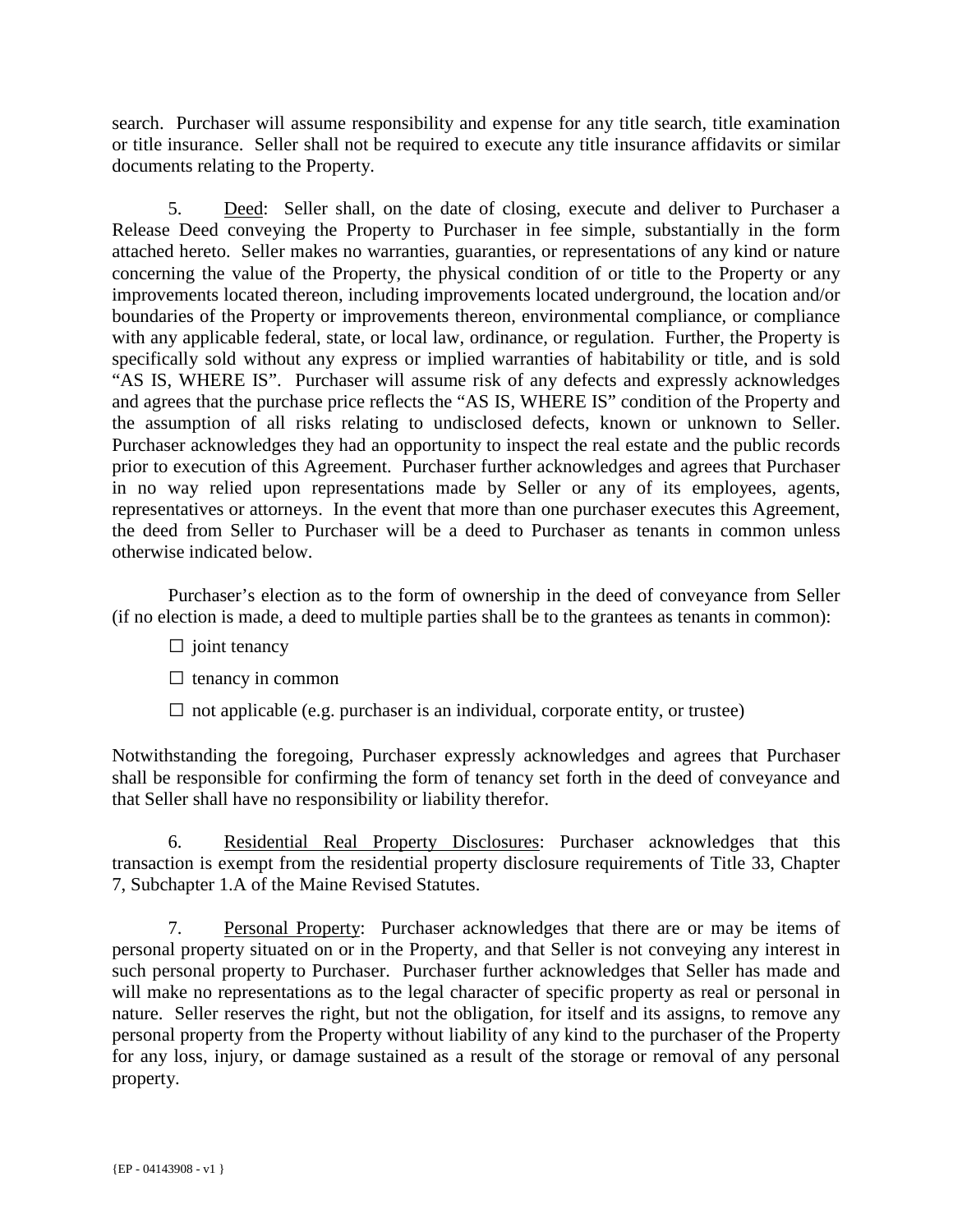search. Purchaser will assume responsibility and expense for any title search, title examination or title insurance. Seller shall not be required to execute any title insurance affidavits or similar documents relating to the Property.

5. Deed: Seller shall, on the date of closing, execute and deliver to Purchaser a Release Deed conveying the Property to Purchaser in fee simple, substantially in the form attached hereto. Seller makes no warranties, guaranties, or representations of any kind or nature concerning the value of the Property, the physical condition of or title to the Property or any improvements located thereon, including improvements located underground, the location and/or boundaries of the Property or improvements thereon, environmental compliance, or compliance with any applicable federal, state, or local law, ordinance, or regulation. Further, the Property is specifically sold without any express or implied warranties of habitability or title, and is sold "AS IS, WHERE IS". Purchaser will assume risk of any defects and expressly acknowledges and agrees that the purchase price reflects the "AS IS, WHERE IS" condition of the Property and the assumption of all risks relating to undisclosed defects, known or unknown to Seller. Purchaser acknowledges they had an opportunity to inspect the real estate and the public records prior to execution of this Agreement. Purchaser further acknowledges and agrees that Purchaser in no way relied upon representations made by Seller or any of its employees, agents, representatives or attorneys. In the event that more than one purchaser executes this Agreement, the deed from Seller to Purchaser will be a deed to Purchaser as tenants in common unless otherwise indicated below.

Purchaser's election as to the form of ownership in the deed of conveyance from Seller (if no election is made, a deed to multiple parties shall be to the grantees as tenants in common):

☐ joint tenancy

☐ tenancy in common

☐ not applicable (e.g. purchaser is an individual, corporate entity, or trustee)

Notwithstanding the foregoing, Purchaser expressly acknowledges and agrees that Purchaser shall be responsible for confirming the form of tenancy set forth in the deed of conveyance and that Seller shall have no responsibility or liability therefor.

6. Residential Real Property Disclosures: Purchaser acknowledges that this transaction is exempt from the residential property disclosure requirements of Title 33, Chapter 7, Subchapter 1.A of the Maine Revised Statutes.

7. Personal Property: Purchaser acknowledges that there are or may be items of personal property situated on or in the Property, and that Seller is not conveying any interest in such personal property to Purchaser. Purchaser further acknowledges that Seller has made and will make no representations as to the legal character of specific property as real or personal in nature. Seller reserves the right, but not the obligation, for itself and its assigns, to remove any personal property from the Property without liability of any kind to the purchaser of the Property for any loss, injury, or damage sustained as a result of the storage or removal of any personal property.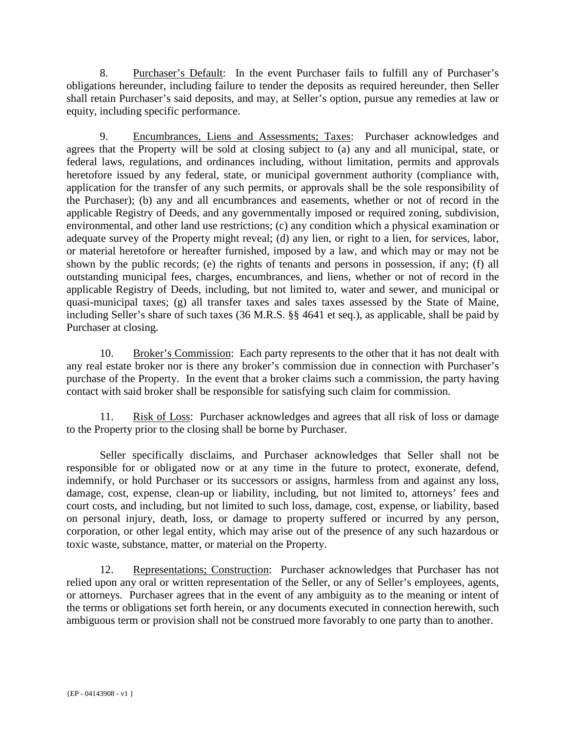8. <u>Purchaser's Default</u>: In the event Purchaser fails to fulfill any of Purchaser's obligations hereunder, including failure to tender the deposits as required hereunder, then Seller shall retain Purchaser's said deposits, and may, at Seller's option, pursue any remedies at law or equity, including specific performance.

9. <u>Encumbrances, Liens and Assessments; Taxes</u>: Purchaser acknowledges and agrees that the Property will be sold at closing subject to (a) any and all municipal, state, or federal laws, regulations, and ordinances including, without limitation, permits and approvals heretofore issued by any federal, state, or municipal government authority (compliance with, application for the transfer of any such permits, or approvals shall be the sole responsibility of the Purchaser); (b) any and all encumbrances and easements, whether or not of record in the applicable Registry of Deeds, and any governmentally imposed or required zoning, subdivision, environmental, and other land use restrictions; (c) any condition which a physical examination or adequate survey of the Property might reveal; (d) any lien, or right to a lien, for services, labor, or material heretofore or hereafter furnished, imposed by a law, and which may or may not be shown by the public records; (e) the rights of tenants and persons in possession, if any; (f) all outstanding municipal fees, charges, encumbrances, and liens, whether or not of record in the applicable Registry of Deeds, including, but not limited to, water and sewer, and municipal or quasi-municipal taxes; (g) all transfer taxes and sales taxes assessed by the State of Maine, including Seller's share of such taxes (36 M.R.S. §§ 4641 et seq.), as applicable, shall be paid by Purchaser at closing.

10. <u>Broker's Commission</u>: Each party represents to the other that it has not dealt with any real estate broker nor is there any broker's commission due in connection with Purchaser's purchase of the Property. In the event that a broker claims such a commission, the party having contact with said broker shall be responsible for satisfying such claim for commission.

11. <u>Risk of Loss</u>: Purchaser acknowledges and agrees that all risk of loss or damage to the Property prior to the closing shall be borne by Purchaser.

Seller specifically disclaims, and Purchaser acknowledges that Seller shall not be responsible for or obligated now or at any time in the future to protect, exonerate, defend, indemnify, or hold Purchaser or its successors or assigns, harmless from and against any loss, damage, cost, expense, clean-up or liability, including, but not limited to, attorneys' fees and court costs, and including, but not limited to such loss, damage, cost, expense, or liability, based on personal injury, death, loss, or damage to property suffered or incurred by any person, corporation, or other legal entity, which may arise out of the presence of any such hazardous or toxic waste, substance, matter, or material on the Property.

12. <u>Representations; Construction</u>: Purchaser acknowledges that Purchaser has not relied upon any oral or written representation of the Seller, or any of Seller's employees, agents, or attorneys. Purchaser agrees that in the event of any ambiguity as to the meaning or intent of the terms or obligations set forth herein, or any documents executed in connection herewith, such ambiguous term or provision shall not be construed more favorably to one party than to another.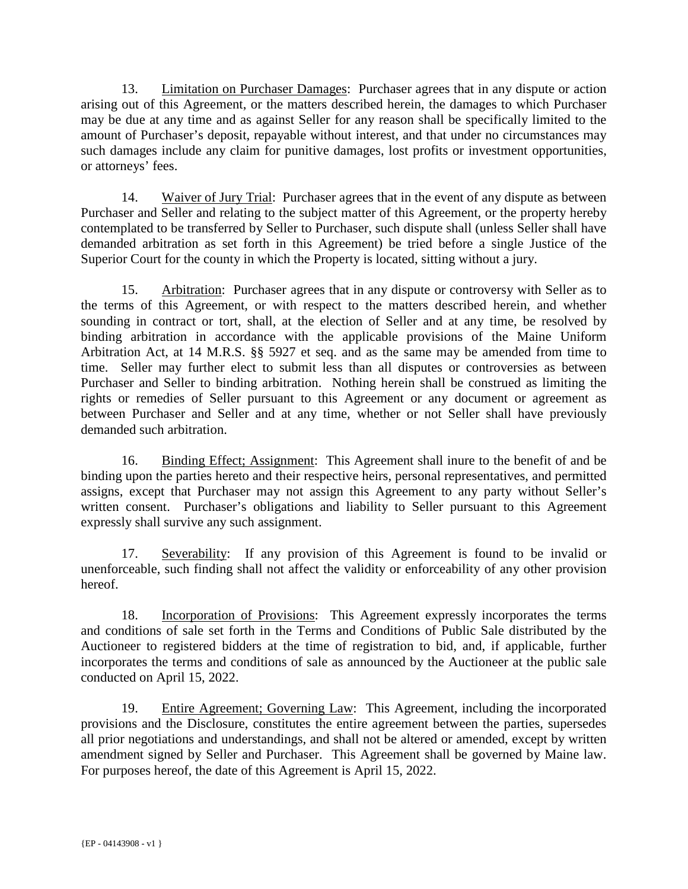13. Limitation on Purchaser Damages: Purchaser agrees that in any dispute or action arising out of this Agreement, or the matters described herein, the damages to which Purchaser may be due at any time and as against Seller for any reason shall be specifically limited to the amount of Purchaser's deposit, repayable without interest, and that under no circumstances may such damages include any claim for punitive damages, lost profits or investment opportunities, or attorneys' fees.

14. Waiver of Jury Trial: Purchaser agrees that in the event of any dispute as between Purchaser and Seller and relating to the subject matter of this Agreement, or the property hereby contemplated to be transferred by Seller to Purchaser, such dispute shall (unless Seller shall have demanded arbitration as set forth in this Agreement) be tried before a single Justice of the Superior Court for the county in which the Property is located, sitting without a jury.

15. Arbitration: Purchaser agrees that in any dispute or controversy with Seller as to the terms of this Agreement, or with respect to the matters described herein, and whether sounding in contract or tort, shall, at the election of Seller and at any time, be resolved by binding arbitration in accordance with the applicable provisions of the Maine Uniform Arbitration Act, at 14 M.R.S. §§ 5927 et seq. and as the same may be amended from time to time. Seller may further elect to submit less than all disputes or controversies as between Purchaser and Seller to binding arbitration. Nothing herein shall be construed as limiting the rights or remedies of Seller pursuant to this Agreement or any document or agreement as between Purchaser and Seller and at any time, whether or not Seller shall have previously demanded such arbitration.

16. Binding Effect; Assignment: This Agreement shall inure to the benefit of and be binding upon the parties hereto and their respective heirs, personal representatives, and permitted assigns, except that Purchaser may not assign this Agreement to any party without Seller's written consent. Purchaser's obligations and liability to Seller pursuant to this Agreement expressly shall survive any such assignment.

17. Severability: If any provision of this Agreement is found to be invalid or unenforceable, such finding shall not affect the validity or enforceability of any other provision hereof.

18. Incorporation of Provisions: This Agreement expressly incorporates the terms and conditions of sale set forth in the Terms and Conditions of Public Sale distributed by the Auctioneer to registered bidders at the time of registration to bid, and, if applicable, further incorporates the terms and conditions of sale as announced by the Auctioneer at the public sale conducted on April 15, 2022.

19. Entire Agreement; Governing Law: This Agreement, including the incorporated provisions and the Disclosure, constitutes the entire agreement between the parties, supersedes all prior negotiations and understandings, and shall not be altered or amended, except by written amendment signed by Seller and Purchaser. This Agreement shall be governed by Maine law. For purposes hereof, the date of this Agreement is April 15, 2022.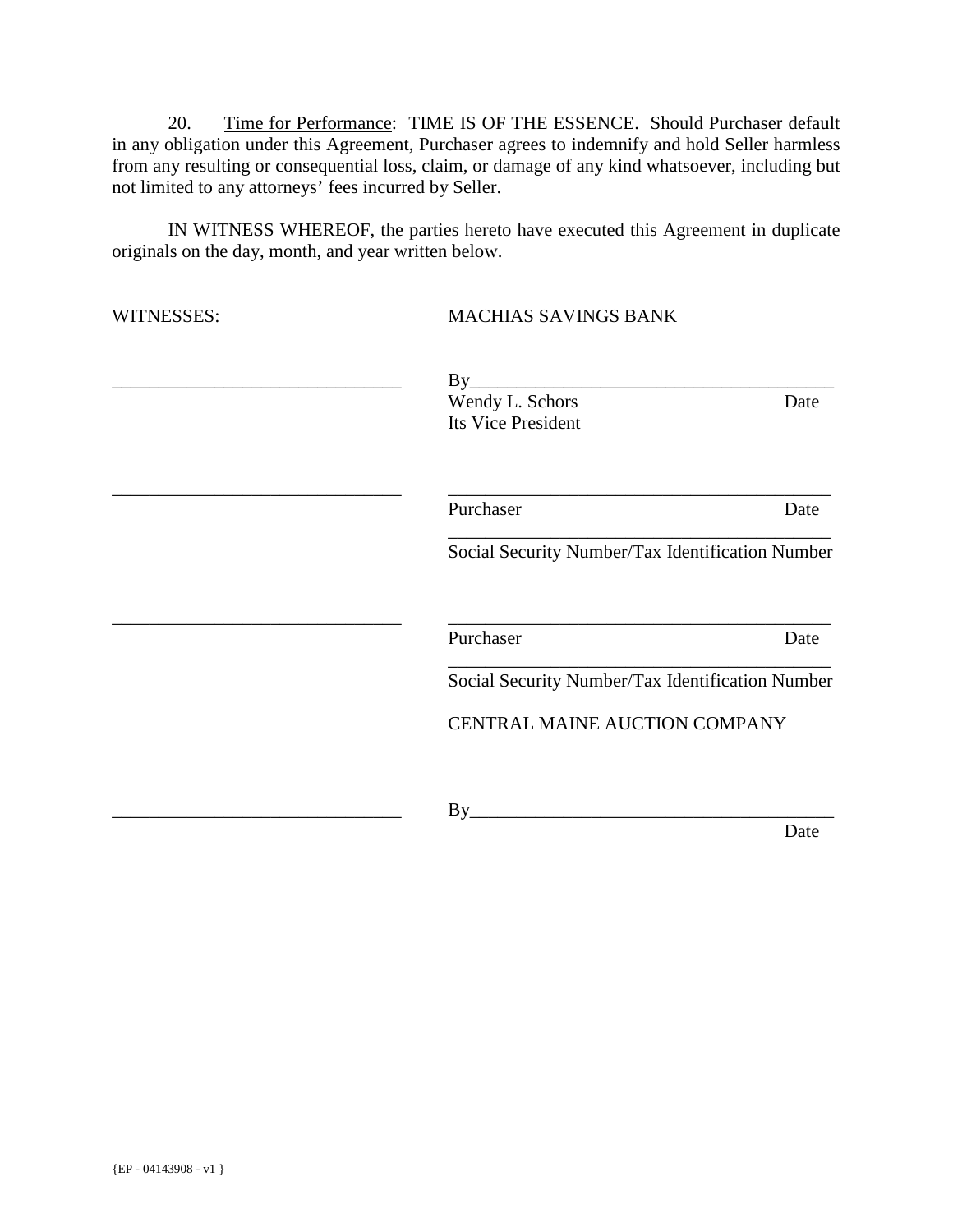20. Time for Performance: TIME IS OF THE ESSENCE. Should Purchaser default in any obligation under this Agreement, Purchaser agrees to indemnify and hold Seller harmless from any resulting or consequential loss, claim, or damage of any kind whatsoever, including but not limited to any attorneys' fees incurred by Seller.

IN WITNESS WHEREOF, the parties hereto have executed this Agreement in duplicate originals on the day, month, and year written below.

| WITNESSES: | MACHIAS SAVINGS BANK |
|---|---|
| _______________________________ | By_______________________________________ |
| | Wendy L. Schors Date |
| | Its Vice President |
| _______________________________ | _________________________________________ |
| | Purchaser Date |
| | _________________________________________ |
| | Social Security Number/Tax Identification Number |
| _______________________________ | _________________________________________ |
| | Purchaser Date |
| | _________________________________________ |
| | Social Security Number/Tax Identification Number |
| | CENTRAL MAINE AUCTION COMPANY |
| _______________________________ | By_______________________________________ |
| | Date |

{EP - 04143908 - v1 }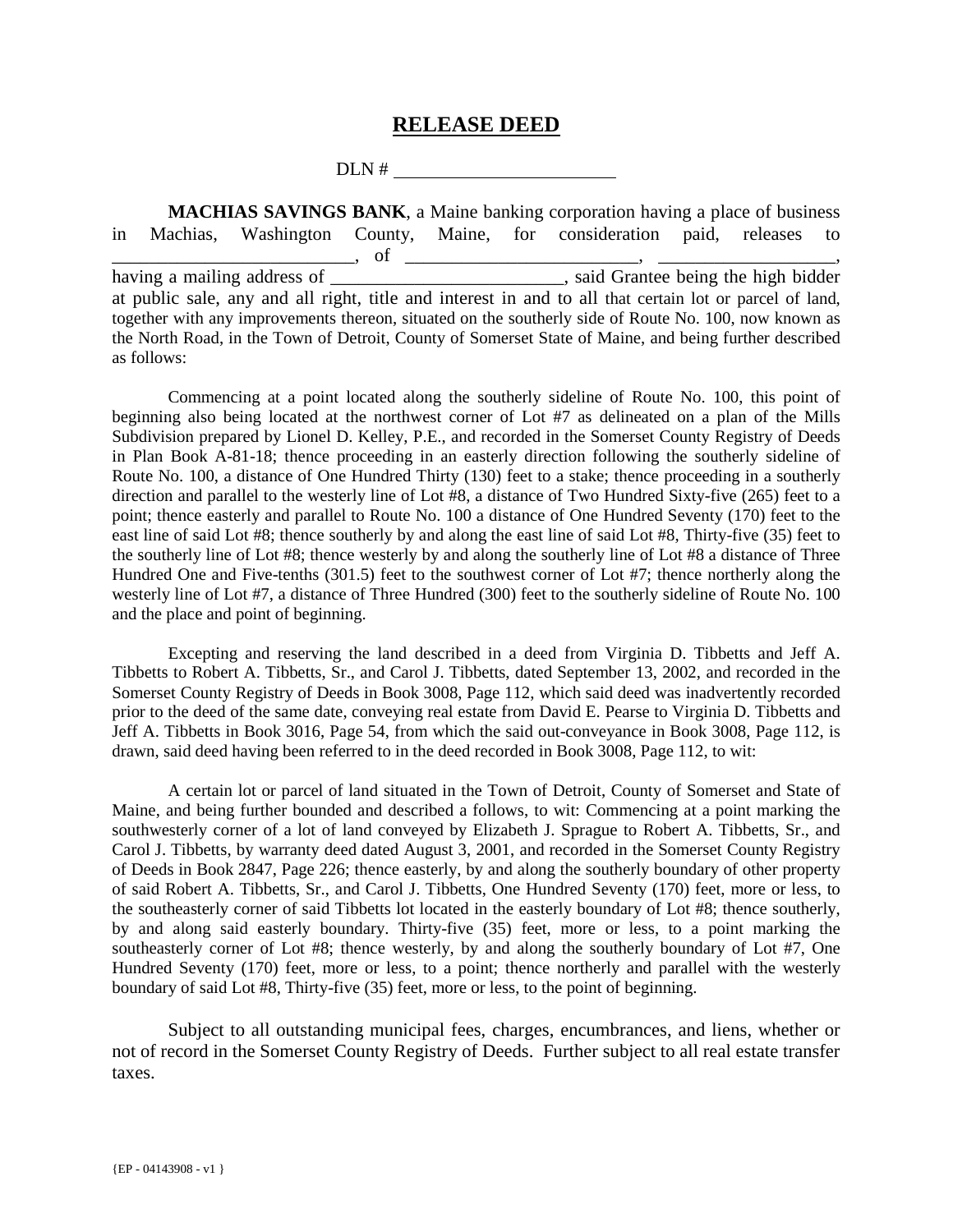# **RELEASE DEED**

DLN # ________________________

**MACHIAS SAVINGS BANK**, a Maine banking corporation having a place of business in Machias, Washington County, Maine, for consideration paid, releases to __________________________, of _________________________, ___________________, having a mailing address of _________________________, said Grantee being the high bidder at public sale, any and all right, title and interest in and to all that certain lot or parcel of land, together with any improvements thereon, situated on the southerly side of Route No. 100, now known as the North Road, in the Town of Detroit, County of Somerset State of Maine, and being further described as follows:

Commencing at a point located along the southerly sideline of Route No. 100, this point of beginning also being located at the northwest corner of Lot #7 as delineated on a plan of the Mills Subdivision prepared by Lionel D. Kelley, P.E., and recorded in the Somerset County Registry of Deeds in Plan Book A-81-18; thence proceeding in an easterly direction following the southerly sideline of Route No. 100, a distance of One Hundred Thirty (130) feet to a stake; thence proceeding in a southerly direction and parallel to the westerly line of Lot #8, a distance of Two Hundred Sixty-five (265) feet to a point; thence easterly and parallel to Route No. 100 a distance of One Hundred Seventy (170) feet to the east line of said Lot #8; thence southerly by and along the east line of said Lot #8, Thirty-five (35) feet to the southerly line of Lot #8; thence westerly by and along the southerly line of Lot #8 a distance of Three Hundred One and Five-tenths (301.5) feet to the southwest corner of Lot #7; thence northerly along the westerly line of Lot #7, a distance of Three Hundred (300) feet to the southerly sideline of Route No. 100 and the place and point of beginning.

Excepting and reserving the land described in a deed from Virginia D. Tibbetts and Jeff A. Tibbetts to Robert A. Tibbetts, Sr., and Carol J. Tibbetts, dated September 13, 2002, and recorded in the Somerset County Registry of Deeds in Book 3008, Page 112, which said deed was inadvertently recorded prior to the deed of the same date, conveying real estate from David E. Pearse to Virginia D. Tibbetts and Jeff A. Tibbetts in Book 3016, Page 54, from which the said out-conveyance in Book 3008, Page 112, is drawn, said deed having been referred to in the deed recorded in Book 3008, Page 112, to wit:

A certain lot or parcel of land situated in the Town of Detroit, County of Somerset and State of Maine, and being further bounded and described a follows, to wit: Commencing at a point marking the southwesterly corner of a lot of land conveyed by Elizabeth J. Sprague to Robert A. Tibbetts, Sr., and Carol J. Tibbetts, by warranty deed dated August 3, 2001, and recorded in the Somerset County Registry of Deeds in Book 2847, Page 226; thence easterly, by and along the southerly boundary of other property of said Robert A. Tibbetts, Sr., and Carol J. Tibbetts, One Hundred Seventy (170) feet, more or less, to the southeasterly corner of said Tibbetts lot located in the easterly boundary of Lot #8; thence southerly, by and along said easterly boundary. Thirty-five (35) feet, more or less, to a point marking the southeasterly corner of Lot #8; thence westerly, by and along the southerly boundary of Lot #7, One Hundred Seventy (170) feet, more or less, to a point; thence northerly and parallel with the westerly boundary of said Lot #8, Thirty-five (35) feet, more or less, to the point of beginning.

Subject to all outstanding municipal fees, charges, encumbrances, and liens, whether or not of record in the Somerset County Registry of Deeds. Further subject to all real estate transfer taxes.

{EP - 04143908 - v1 }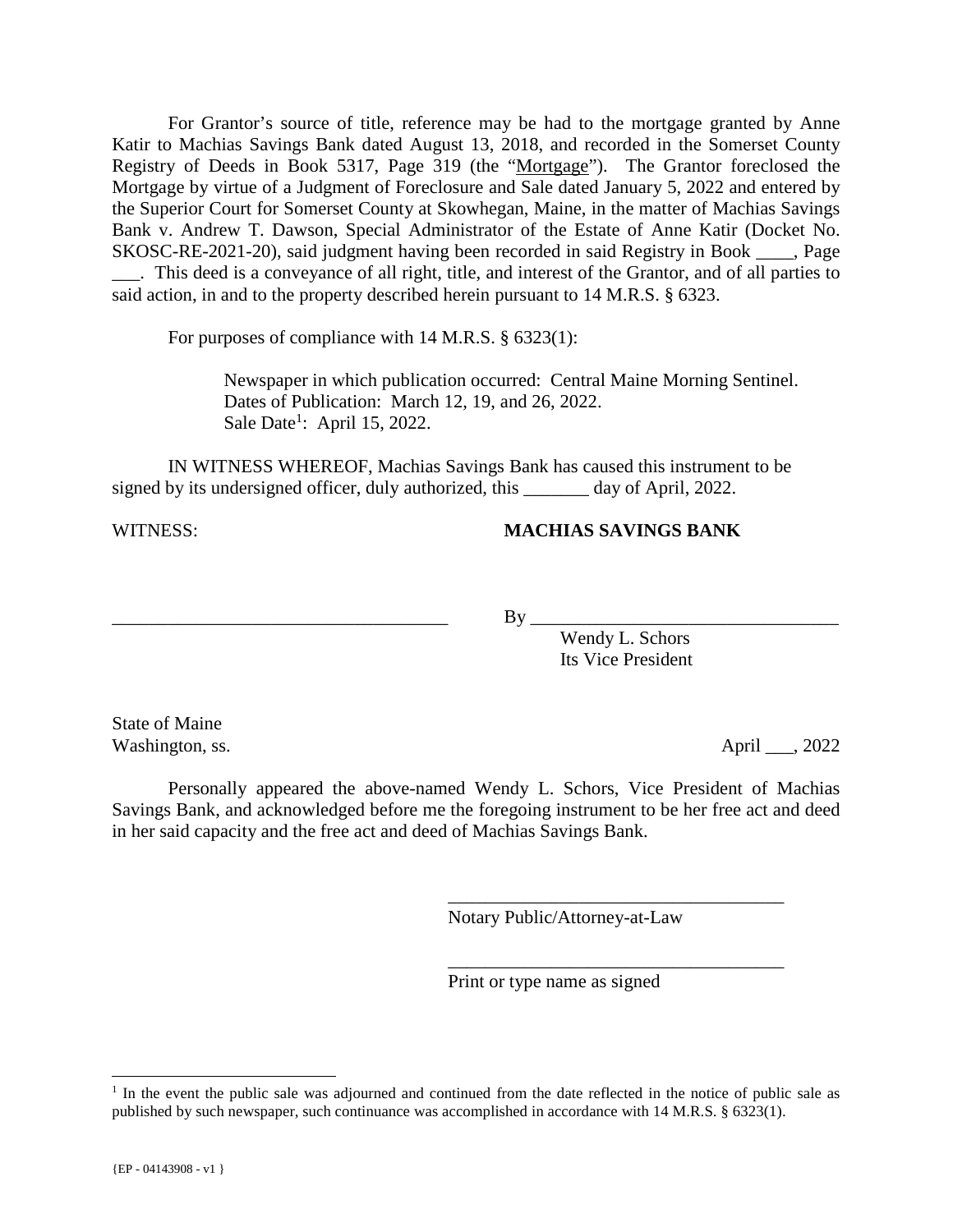For Grantor's source of title, reference may be had to the mortgage granted by Anne Katir to Machias Savings Bank dated August 13, 2018, and recorded in the Somerset County Registry of Deeds in Book 5317, Page 319 (the "Mortgage"). The Grantor foreclosed the Mortgage by virtue of a Judgment of Foreclosure and Sale dated January 5, 2022 and entered by the Superior Court for Somerset County at Skowhegan, Maine, in the matter of Machias Savings Bank v. Andrew T. Dawson, Special Administrator of the Estate of Anne Katir (Docket No. SKOSC-RE-2021-20), said judgment having been recorded in said Registry in Book ____, Page ___. This deed is a conveyance of all right, title, and interest of the Grantor, and of all parties to said action, in and to the property described herein pursuant to 14 M.R.S. § 6323.

For purposes of compliance with 14 M.R.S. § 6323(1):

> Newspaper in which publication occurred: Central Maine Morning Sentinel.
> Dates of Publication: March 12, 19, and 26, 2022.
> Sale Date[1]: April 15, 2022.

IN WITNESS WHEREOF, Machias Savings Bank has caused this instrument to be signed by its undersigned officer, duly authorized, this _______ day of April, 2022.

WITNESS: **MACHIAS SAVINGS BANK**

___________________________________ By _________________________________
Wendy L. Schors
Its Vice President

State of Maine
Washington, ss. April ___, 2022

Personally appeared the above-named Wendy L. Schors, Vice President of Machias Savings Bank, and acknowledged before me the foregoing instrument to be her free act and deed in her said capacity and the free act and deed of Machias Savings Bank.

___________________________________
Notary Public/Attorney-at-Law

___________________________________
Print or type name as signed

[1] In the event the public sale was adjourned and continued from the date reflected in the notice of public sale as published by such newspaper, such continuance was accomplished in accordance with 14 M.R.S. § 6323(1).

{EP - 04143908 - v1 }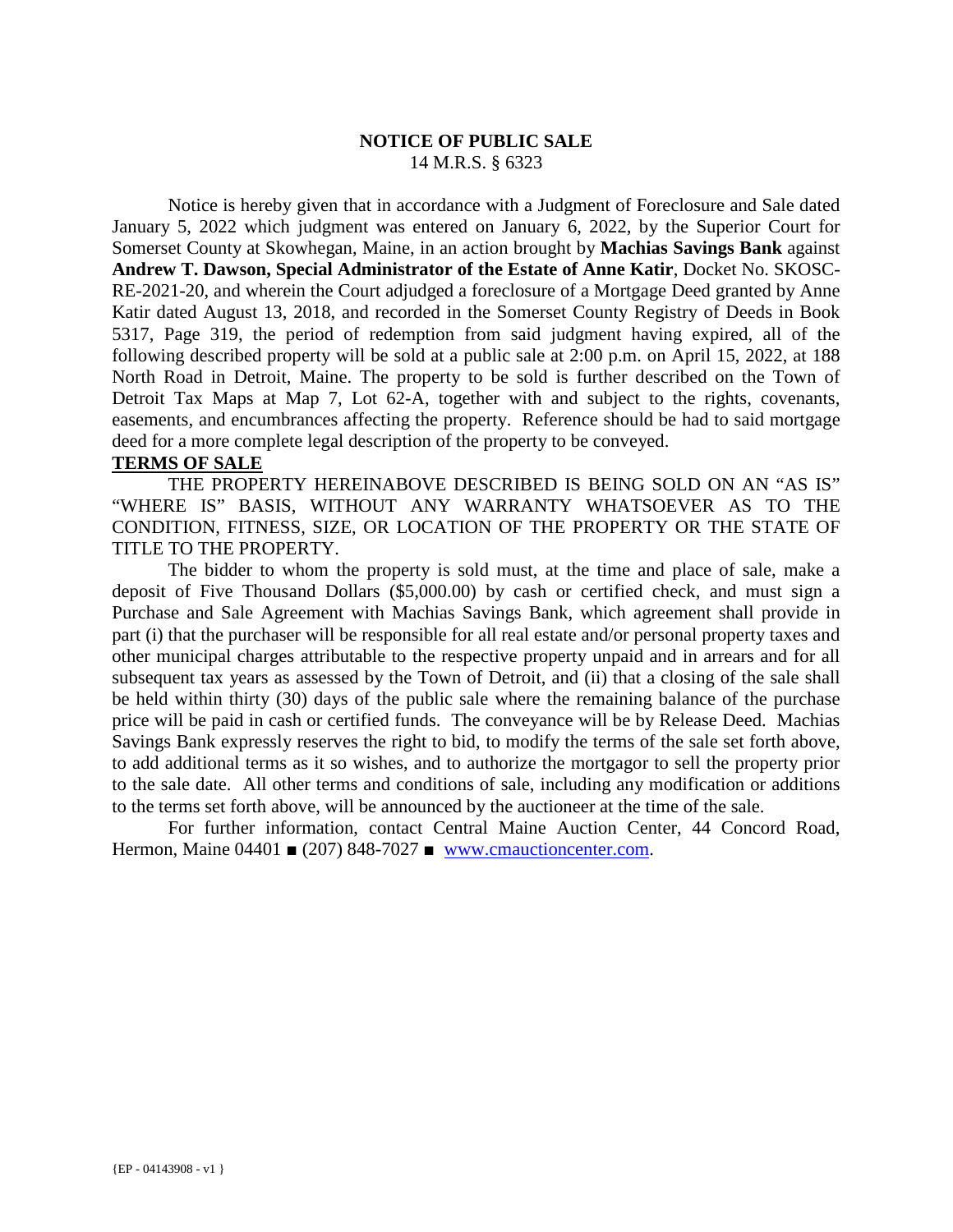**NOTICE OF PUBLIC SALE**

14 M.R.S. § 6323

Notice is hereby given that in accordance with a Judgment of Foreclosure and Sale dated January 5, 2022 which judgment was entered on January 6, 2022, by the Superior Court for Somerset County at Skowhegan, Maine, in an action brought by **Machias Savings Bank** against **Andrew T. Dawson, Special Administrator of the Estate of Anne Katir**, Docket No. SKOSC-RE-2021-20, and wherein the Court adjudged a foreclosure of a Mortgage Deed granted by Anne Katir dated August 13, 2018, and recorded in the Somerset County Registry of Deeds in Book 5317, Page 319, the period of redemption from said judgment having expired, all of the following described property will be sold at a public sale at 2:00 p.m. on April 15, 2022, at 188 North Road in Detroit, Maine. The property to be sold is further described on the Town of Detroit Tax Maps at Map 7, Lot 62-A, together with and subject to the rights, covenants, easements, and encumbrances affecting the property. Reference should be had to said mortgage deed for a more complete legal description of the property to be conveyed.

**TERMS OF SALE**

THE PROPERTY HEREINABOVE DESCRIBED IS BEING SOLD ON AN "AS IS" "WHERE IS" BASIS, WITHOUT ANY WARRANTY WHATSOEVER AS TO THE CONDITION, FITNESS, SIZE, OR LOCATION OF THE PROPERTY OR THE STATE OF TITLE TO THE PROPERTY.

The bidder to whom the property is sold must, at the time and place of sale, make a deposit of Five Thousand Dollars ($5,000.00) by cash or certified check, and must sign a Purchase and Sale Agreement with Machias Savings Bank, which agreement shall provide in part (i) that the purchaser will be responsible for all real estate and/or personal property taxes and other municipal charges attributable to the respective property unpaid and in arrears and for all subsequent tax years as assessed by the Town of Detroit, and (ii) that a closing of the sale shall be held within thirty (30) days of the public sale where the remaining balance of the purchase price will be paid in cash or certified funds. The conveyance will be by Release Deed. Machias Savings Bank expressly reserves the right to bid, to modify the terms of the sale set forth above, to add additional terms as it so wishes, and to authorize the mortgagor to sell the property prior to the sale date. All other terms and conditions of sale, including any modification or additions to the terms set forth above, will be announced by the auctioneer at the time of the sale.

For further information, contact Central Maine Auction Center, 44 Concord Road, Hermon, Maine 04401 ■ (207) 848-7027 ■ www.cmauctioncenter.com.

{EP - 04143908 - v1 }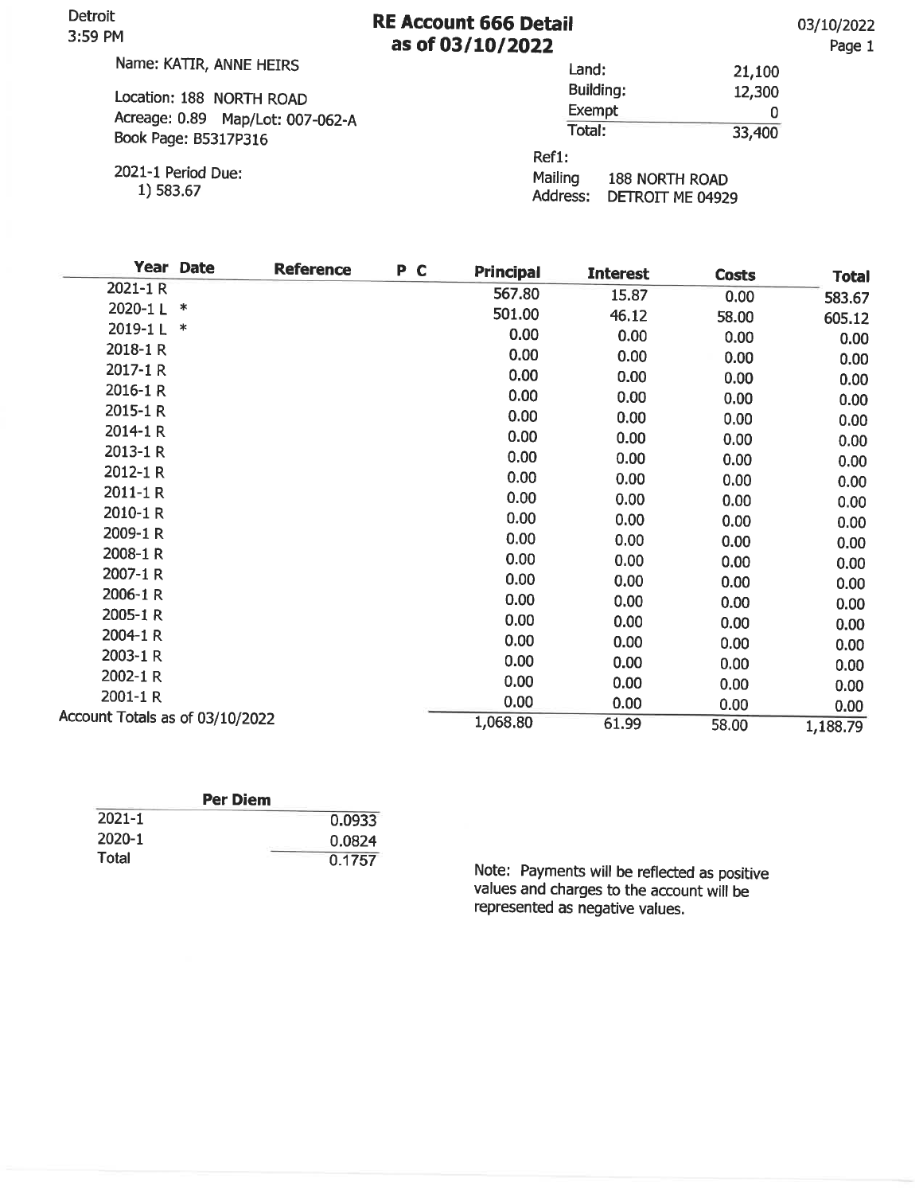Detroit
3:59 PM

# RE Account 666 Detail
## as of 03/10/2022

03/10/2022

Name: KATIR, ANNE HEIRS

Location: 188 NORTH ROAD
Acreage: 0.89 Map/Lot: 007-062-A
Book Page: B5317P316

2021-1 Period Due:
1) 583.67

| | |
|---|---|
| Land: | 21,100 |
| Building: | 12,300 |
| Exempt | 0 |
| Total: | 33,400 |

Ref1:

Mailing Address: 188 NORTH ROAD
DETROIT ME 04929

| Year | Date | Reference | P C | Principal | Interest | Costs | Total |
|---|---|---|---|---|---|---|---|
| 2021-1 R | | | | 567.80 | 15.87 | 0.00 | 583.67 |
| 2020-1 L | * | | | 501.00 | 46.12 | 58.00 | 605.12 |
| 2019-1 L | * | | | 0.00 | 0.00 | 0.00 | 0.00 |
| 2018-1 R | | | | 0.00 | 0.00 | 0.00 | 0.00 |
| 2017-1 R | | | | 0.00 | 0.00 | 0.00 | 0.00 |
| 2016-1 R | | | | 0.00 | 0.00 | 0.00 | 0.00 |
| 2015-1 R | | | | 0.00 | 0.00 | 0.00 | 0.00 |
| 2014-1 R | | | | 0.00 | 0.00 | 0.00 | 0.00 |
| 2013-1 R | | | | 0.00 | 0.00 | 0.00 | 0.00 |
| 2012-1 R | | | | 0.00 | 0.00 | 0.00 | 0.00 |
| 2011-1 R | | | | 0.00 | 0.00 | 0.00 | 0.00 |
| 2010-1 R | | | | 0.00 | 0.00 | 0.00 | 0.00 |
| 2009-1 R | | | | 0.00 | 0.00 | 0.00 | 0.00 |
| 2008-1 R | | | | 0.00 | 0.00 | 0.00 | 0.00 |
| 2007-1 R | | | | 0.00 | 0.00 | 0.00 | 0.00 |
| 2006-1 R | | | | 0.00 | 0.00 | 0.00 | 0.00 |
| 2005-1 R | | | | 0.00 | 0.00 | 0.00 | 0.00 |
| 2004-1 R | | | | 0.00 | 0.00 | 0.00 | 0.00 |
| 2003-1 R | | | | 0.00 | 0.00 | 0.00 | 0.00 |
| 2002-1 R | | | | 0.00 | 0.00 | 0.00 | 0.00 |
| 2001-1 R | | | | 0.00 | 0.00 | 0.00 | 0.00 |
| Account Totals as of 03/10/2022 | | | | 1,068.80 | 61.99 | 58.00 | 1,188.79 |

| Per Diem | |
|---|---|
| 2021-1 | 0.0933 |
| 2020-1 | 0.0824 |
| Total | 0.1757 |

Note: Payments will be reflected as positive values and charges to the account will be represented as negative values.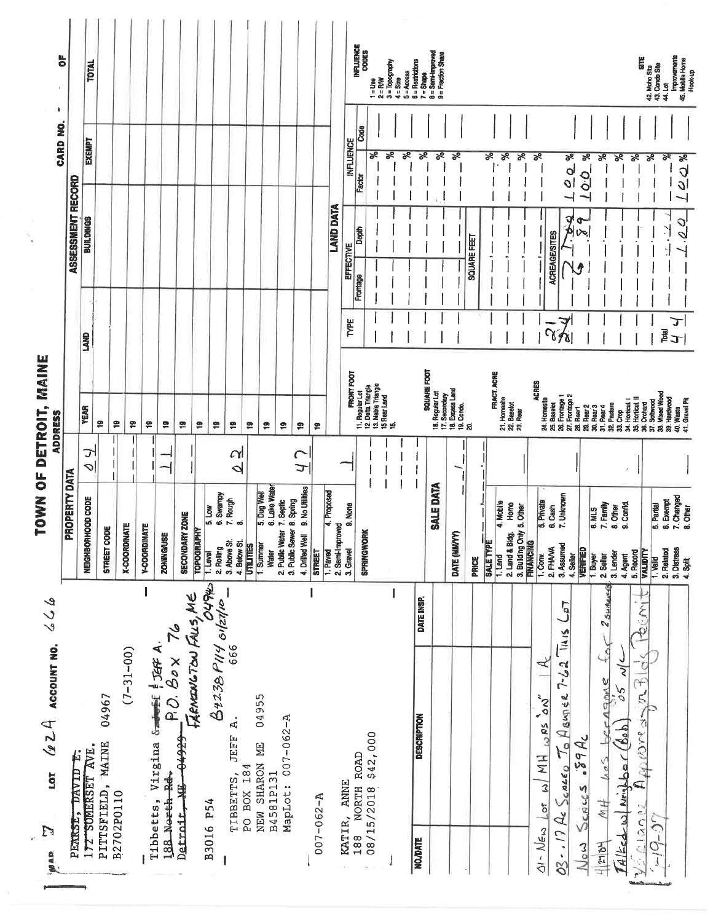# TOWN OF DETROIT, MAINE

MAP 7 LOT 62A ACCOUNT NO. 666

CARD NO. OF

~~PEARSE, DAVID E.~~
~~172 SOMERSET AVE.~~
PITTSFIELD, MAINE 04967
B2702P0110

(7-31-00)

Tibbetts, Virgina & ~~Jeff~~ & JEFF A.
~~188 North Rd.~~ P.O. Box 76
~~Detroit, ME 04929~~ FARMINGTON FALLS, ME 04940

B3016 P54 B4238 P114 01/27/10

TIBBETTS, JEFF A. 666
PO BOX 184
NEW SHARON ME 04955
B4581P131
MapLot: 007-062-A

007-062-A

KATIR, ANNE
188 NORTH ROAD
08/15/2018 $42,000

## PROPERTY DATA

| | |
|---|---|
| NEIGHBORHOOD CODE | 04 |
| STREET CODE | |
| X-COORDINATE | |
| Y-COORDINATE | |
| ZONING/USE | 11 |
| SECONDARY ZONE | |
| TOPOGRAPHY: 1. Level 2. Rolling 3. Above St. 4. Below St. 5. Low 6. Swampy 7. Rough 8. | 02 |
| UTILITIES: 1. Summer Water 2. Public Water 3. Public Sewer 4. Drilled Well 5. Dug Well 6. Lake Water 7. Septic 8. Spring 9. No Utilities | 47 |
| STREET: 1. Paved 2. Semi-Improved 3. Gravel 4. Proposed 9. None | 1 |
| SPRINGWORK | |

## SALE DATA

| | |
|---|---|
| DATE (MM/YY) | / |
| PRICE | |
| SALE TYPE: 1. Land 2. Land & Bldg. 3. Building Only 4. Mobile Home 5. Other | |
| FINANCING: 1. Conv. 2. FHA/VA 3. Assumed 4. Seller 5. Private 6. Cash 7. Unknown | |
| VERIFIED: 1. Buyer 2. Seller 3. Lender 4. Agent 5. Record 6. MLS 7. Family 8. Other 9. Confid. | |
| VALIDITY: 1. Valid 2. Related 3. Distress 4. Split 5. Partial 6. Exempt 7. Changed 8. Other | |

## ASSESSMENT RECORD

| YEAR | LAND | BUILDINGS | EXEMPT | TOTAL |
|---|---|---|---|---|
| 19 | | | | |
| 19 | | | | |
| 19 | | | | |
| 19 | | | | |
| 19 | | | | |
| 19 | | | | |
| 19 | | | | |
| 19 | | | | |
| 19 | | | | |
| 19 | | | | |
| 19 | | | | |
| 19 | | | | |
| 19 | | | | |

## LAND DATA

| TYPE | Effective Frontage | Effective Depth | Influence Factor | Influence Code |
|---|---|---|---|---|
| FRONT FOOT: 11. Regular Lot 12. Delta Triangle 13. Nabla Triangle 14. Rear Land 15. | | | % | |
| | | | % | |
| | | | % | |
| SQUARE FOOT: 16. Regular Lot 17. Secondary 18. Excess Land 19. Condo. 20. | SQUARE FEET | | % | |
| | | | % | |
| FRACT. ACRE: 21. Homesite 22. Baselot 23. Rear | | | % | |
| | | | % | |
| ACRES: 24. Homesite 25. Baselot 26. Frontage 1 27. Frontage 2 28. Rear 1 29. Rear 2 30. Rear 3 31. Rear 4 32. Pasture 33. Crop 34. Horticul. I 35. Horticul. II 36. Orchard 37. Softwood 38. Mixed Wood 39. Hardwood 40. Waste 41. Gravel Pit | ACREAGE/SITES | | | |
| 21 | 1.00 | | 100 % | |
| 24 | .89 | | 100 % | |
| | | | % | |
| | | | % | |
| | | | % | |
| | | | % | |
| Total 44 | 1.00 | | 100 % | |

INFLUENCE CODES: 1 = Use, 2 = R/W, 3 = Topography, 4 = Size, 5 = Access, 6 = Restrictions, 7 = Shape, 8 = Semi-Improved, 9 = Fraction Share

SITE: 42. Moho Site, 43. Condo Site, 44. Lot, 45. Mobile Home Hook-up

| NO./DATE | DESCRIPTION | DATE INSP. |
|---|---|---|
| 01- New Lot w/ MH was "on" 1 Ac | | |
| 03- .17 Ac Scaled To Abutter 7-62 This Lot | | |
| Now Scales .89 Ac | | |
| 4/27/04 MH has been gone for 2 summers | | |
| Talked w/ neighbor (Bob) 05 N/C | | |
| Variance Approved on Bldg Permit | | |
| 7-19-07 | | |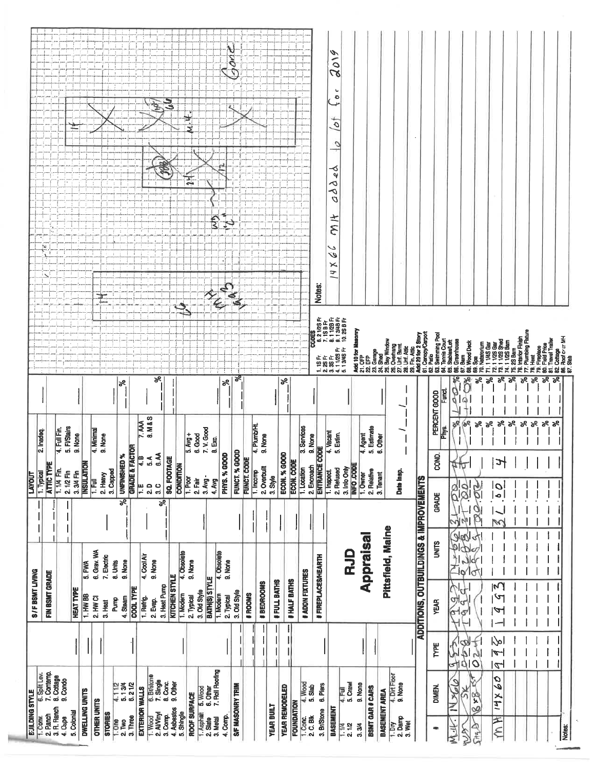| BUILDING STYLE | | S/F BSMT LIVING | | LAYOUT | |
|---|---|---|---|---|---|
| 1. Conv. 6. Split Lev. 2. Ranch 7. Contemp. 3. R. Ranch 8. Cottage 4. Cape 9. Condo 5. Colonial | | FIN BSMT GRADE | | 1. Typical 2. Inadeq. | |
| DWELLING UNITS | | | | ATTIC TYPE | |
| OTHER UNITS | | | | 1. 1/4 Fin. 4. Full Fin. 2. 1/2 Fin 5. Fl/Stairs 3. 3/4 Fin 9. None | |
| STORIES | | HEAT TYPE | | INSULATION | |
| 1. One 4. 1 1/2 2. Two 5. 1 3/4 3. Three 6. 2 1/2 | | 1. HW BB 5. FWA 2. HW CI 6. Grav. WA 3. Heat Pump 7. Electric 4. Steam 8. Units 9. None | % | 1. Full 4. Minimal 2. Heavy 9. None 3. Capped | |
| EXTERIOR WALLS | | COOL TYPE | | UNFINISHED % | % |
| 1. Wood 6. Brkstone 2. Al/Vinyl 7. Single 3. Comp. 8. Conc. 4. Asbestos 9. Other 5. Shingle | | 1. Refrig. 4. Cool Air 2. Evap. 9. None 3. Heat Pump | % | GRADE & FACTOR | |
| ROOF SURFACE | | KITCHEN STYLE | | 1. E 4. B 7. AAA 2. D 5. A 8. M & S 3. C 6. AA | % |
| 1. Asphalt 5. Wood 2. Slate 6. Other 3. Metal 7. Roll Roofing 4. Comp. | | 1. Modern 4. Obsolete 2. Typical 9. None 3. Old Style | | SQ. FOOTAGE | |
| S/F MASONRY TRIM | | BATH(S) STYLE | | CONDITION | |
| | | 1. Modern 4. Obsolete 2. Typical 9. None 3. Old Style | | 1. Poor 5. Avg + 2. Fair 6. Good 3. Avg - 7. V. Good 4. Avg 8. Exc. | |
| YEAR BUILT | | # ROOMS | | PHYS. % GOOD | % |
| YEAR REMODELED | | # BEDROOMS | | FUNCT. % GOOD | % |
| FOUNDATION | | # FULL BATHS | | FUNCT. CODE | |
| 1. Conc. 4. Wood 2. C. Blk 5. Slab 3. Br/Stone 6. Piers | | # HALF BATHS | | 1. Incomp 4. Plumb/Ht. 2. Overbuilt 9. None 3. Style | |
| BASEMENT | | # ADDN FIXTURES | | ECON. % GOOD | % |
| 1. 1/4 4. Full 2. 1/2 5. Crawl 3. 3/4 9. None | | # FIREPLACES/HEARTH | | ECON. CODE | |
| BSMT GAR # CARS | | | | 1. Location 3. Services 2. Encroach 9. None | |
| BASEMENT AREA | | | | ENTRANCE CODE | |
| 1. Dry 4. Dirt Floor 2. Damp 9. None 3. Wet | | | | 1. Inspect. 4. Vacant 2. Refused 5. Estim. 3. Info Only | |
| | | | | INFO CODE | |
| | | | | 1. Owner 4. Agent 2. Relative 5. Estimate 3. Tenant 6. Other | |
| | | | | Date Insp. / / | |

RJD Appraisal
Pittsfield, Maine

**ADDITIONS, OUTBUILDINGS & IMPROVEMENTS**

| # | DIMEN. | TYPE | YEAR | UNITS | GRADE | COND. | PERCENT GOOD Phys. | PERCENT GOOD Funct. |
|---|---|---|---|---|---|---|---|---|
| M.H. | 14x66 | 955 | 1992 | 1466 | 31.00 | 4 | % | 100 % |
| WD | 5K | 068 | 1999 | 0208 | 21.80 | 4 | % | 100 % |
| SHD | 8x8 ST | 024 | | 9859 | 00.02 | | % | % |
| MH | 14x60 | 998 | 1993 | | 31.60 | 4 | % | % |
| | | | | | | | % | % |

Notes:

CODES
1. 1S Fr 6. 2 1/2S Fr
2. 2S Fr 7. 1S B Fr
3. 3S Fr 8. 1 1/2S Fr
4. 1 1/2S Fr 9. 1 3/4S Fr
5. 1 3/4S Fr 10. 2S B Fr
Add 10 for Masonry
21. OFP
22. EFP
23. Garage
24. Shed
25. Bay Window
26. Overhang
27. Unf. Bsmt.
28. Unf. Attic
29. Fin. Attic
Add 20 for 2 Story
61. Canopy/Carport
62. Patio
63. Swimming Pool
64. Tennis Court
65. Stables/Loft
66. Greenhouse
67. Barn
68. Wood Deck
69. Spa
70. Natatorium
71. 1 1/2S Gar
72. 1 1/2S Shed
73. 1 1/2S Shed
74. 1 1/2S Barn
75. 2S Barn
76. Interior Finish
77. Plumbing Fixture
78. Heat
79. Fireplace
80. Field Price
81. Travel Trailer
82. Cottage
86. Roof over MH
87. Slab

Notes:
14x66 mh added to lot for 2019

Sketch labels: 14, 66, MH, 14, MH, Gone, 24, 12, WD, 12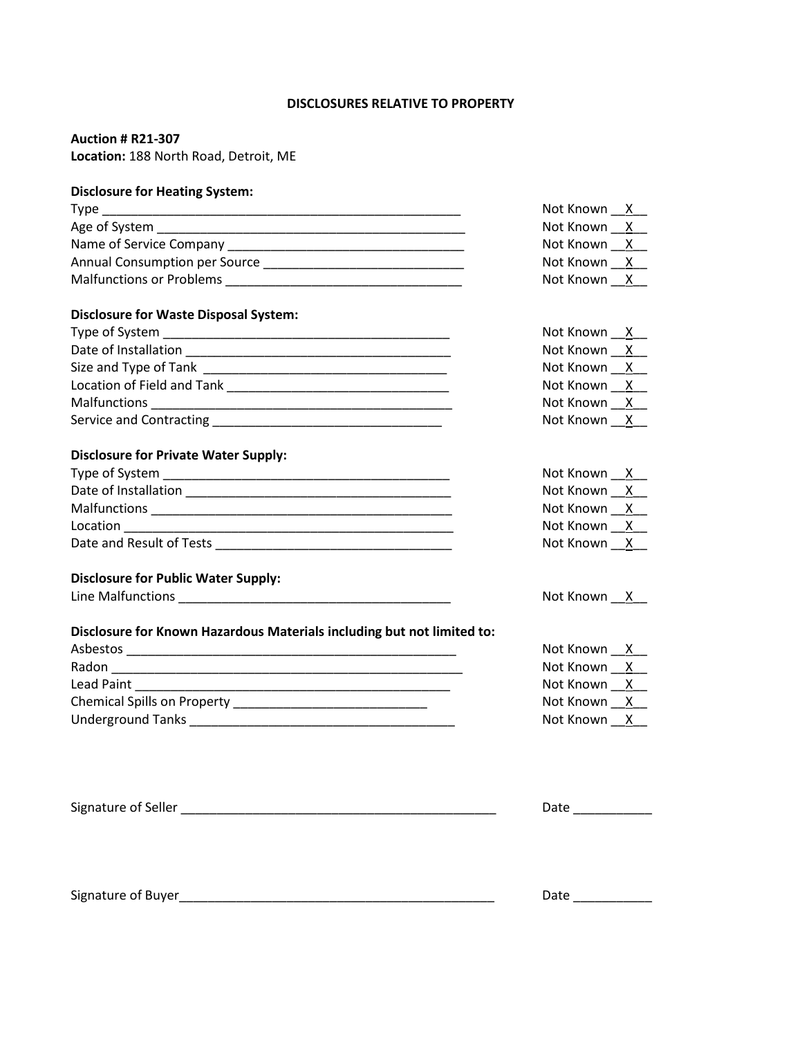# DISCLOSURES RELATIVE TO PROPERTY

**Auction # R21-307**
**Location:** 188 North Road, Detroit, ME

**Disclosure for Heating System:**

Type ____________________________________________________ Not Known __X__
Age of System ______________________________________________ Not Known __X__
Name of Service Company __________________________________ Not Known __X__
Annual Consumption per Source _____________________________ Not Known __X__
Malfunctions or Problems __________________________________ Not Known __X__

**Disclosure for Waste Disposal System:**

Type of System _________________________________________ Not Known __X__
Date of Installation ______________________________________ Not Known __X__
Size and Type of Tank ___________________________________ Not Known __X__
Location of Field and Tank ________________________________ Not Known __X__
Malfunctions ____________________________________________ Not Known __X__
Service and Contracting _________________________________ Not Known __X__

**Disclosure for Private Water Supply:**

Type of System _________________________________________ Not Known __X__
Date of Installation ______________________________________ Not Known __X__
Malfunctions ____________________________________________ Not Known __X__
Location _______________________________________________ Not Known __X__
Date and Result of Tests __________________________________ Not Known __X__

**Disclosure for Public Water Supply:**

Line Malfunctions _______________________________________ Not Known __X__

**Disclosure for Known Hazardous Materials including but not limited to:**

Asbestos _______________________________________________ Not Known __X__
Radon __________________________________________________ Not Known __X__
Lead Paint ______________________________________________ Not Known __X__
Chemical Spills on Property ____________________________ Not Known __X__
Underground Tanks ______________________________________ Not Known __X__

Signature of Seller _____________________________________________ Date ___________

Signature of Buyer_____________________________________________ Date ___________